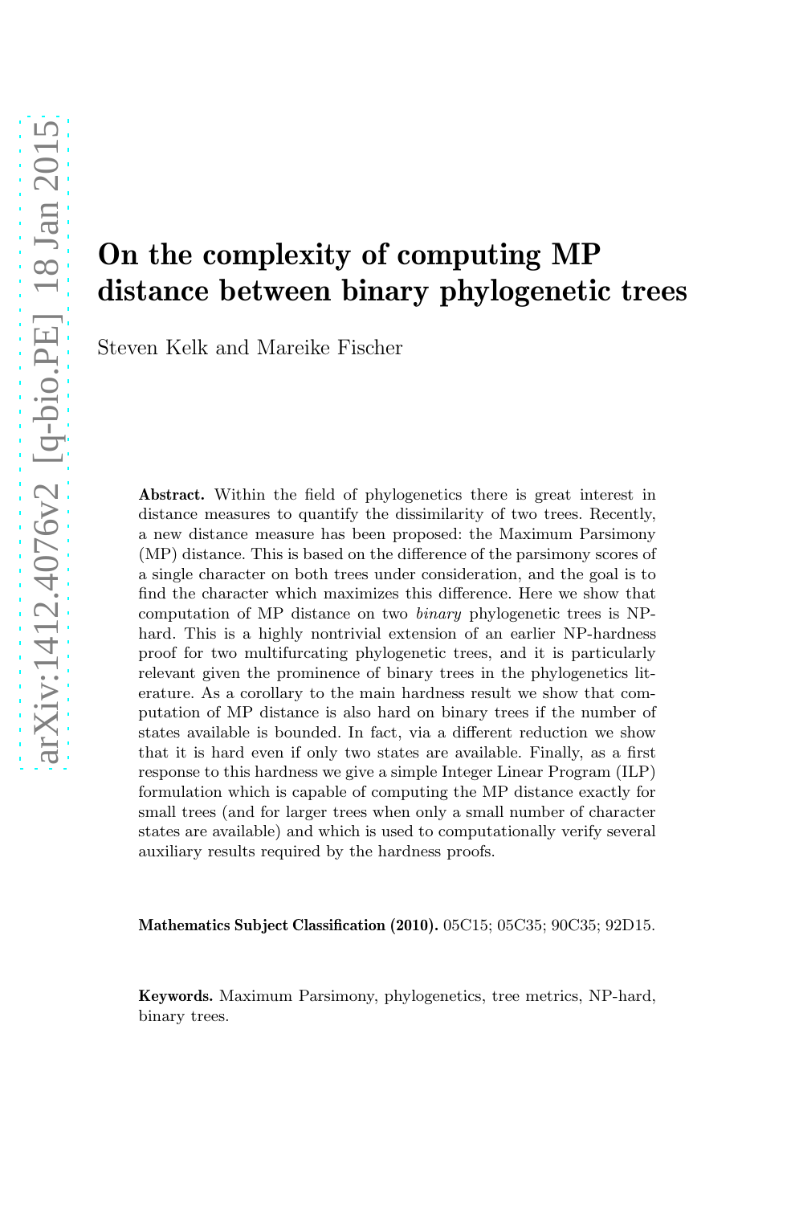# On the complexity of computing MP distance between binary phylogenetic trees

Steven Kelk and Mareike Fischer

**Abstract.** Within the field of phylogenetics there is great interest in distance measures to quantify the dissimilarity of two trees. Recently, a new distance measure has been proposed: the Maximum Parsimony (MP) distance. This is based on the difference of the parsimony scores of a single character on both trees under consideration, and the goal is to find the character which maximizes this difference. Here we show that computation of MP distance on two *binary* phylogenetic trees is NP-hard. This is a highly nontrivial extension of an earlier NP-hardness proof for two multifurcating phylogenetic trees, and it is particularly relevant given the prominence of binary trees in the phylogenetics literature. As a corollary to the main hardness result we show that computation of MP distance is also hard on binary trees if the number of states available is bounded. In fact, via a different reduction we show that it is hard even if only two states are available. Finally, as a first response to this hardness we give a simple Integer Linear Program (ILP) formulation which is capable of computing the MP distance exactly for small trees (and for larger trees when only a small number of character states are available) and which is used to computationally verify several auxiliary results required by the hardness proofs.

**Mathematics Subject Classification (2010).** 05C15; 05C35; 90C35; 92D15.

**Keywords.** Maximum Parsimony, phylogenetics, tree metrics, NP-hard, binary trees.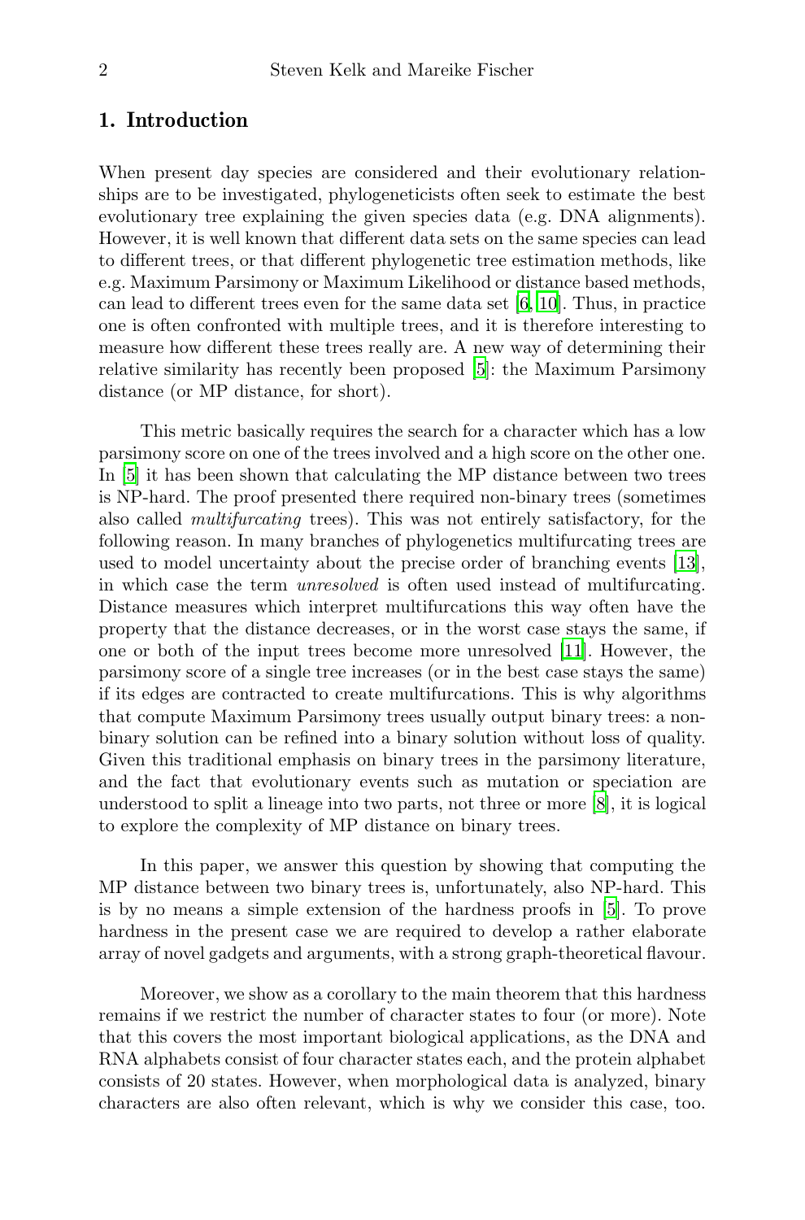## 1. Introduction

When present day species are considered and their evolutionary relationships are to be investigated, phylogeneticists often seek to estimate the best evolutionary tree explaining the given species data (e.g. DNA alignments). However, it is well known that different data sets on the same species can lead to different trees, or that different phylogenetic tree estimation methods, like e.g. Maximum Parsimony or Maximum Likelihood or distance based methods, can lead to different trees even for the same data set [6, 10]. Thus, in practice one is often confronted with multiple trees, and it is therefore interesting to measure how different these trees really are. A new way of determining their relative similarity has recently been proposed [5]: the Maximum Parsimony distance (or MP distance, for short).

This metric basically requires the search for a character which has a low parsimony score on one of the trees involved and a high score on the other one. In [5] it has been shown that calculating the MP distance between two trees is NP-hard. The proof presented there required non-binary trees (sometimes also called *multifurcating* trees). This was not entirely satisfactory, for the following reason. In many branches of phylogenetics multifurcating trees are used to model uncertainty about the precise order of branching events [13], in which case the term *unresolved* is often used instead of multifurcating. Distance measures which interpret multifurcations this way often have the property that the distance decreases, or in the worst case stays the same, if one or both of the input trees become more unresolved [11]. However, the parsimony score of a single tree increases (or in the best case stays the same) if its edges are contracted to create multifurcations. This is why algorithms that compute Maximum Parsimony trees usually output binary trees: a non-binary solution can be refined into a binary solution without loss of quality. Given this traditional emphasis on binary trees in the parsimony literature, and the fact that evolutionary events such as mutation or speciation are understood to split a lineage into two parts, not three or more [8], it is logical to explore the complexity of MP distance on binary trees.

In this paper, we answer this question by showing that computing the MP distance between two binary trees is, unfortunately, also NP-hard. This is by no means a simple extension of the hardness proofs in [5]. To prove hardness in the present case we are required to develop a rather elaborate array of novel gadgets and arguments, with a strong graph-theoretical flavour.

Moreover, we show as a corollary to the main theorem that this hardness remains if we restrict the number of character states to four (or more). Note that this covers the most important biological applications, as the DNA and RNA alphabets consist of four character states each, and the protein alphabet consists of 20 states. However, when morphological data is analyzed, binary characters are also often relevant, which is why we consider this case, too.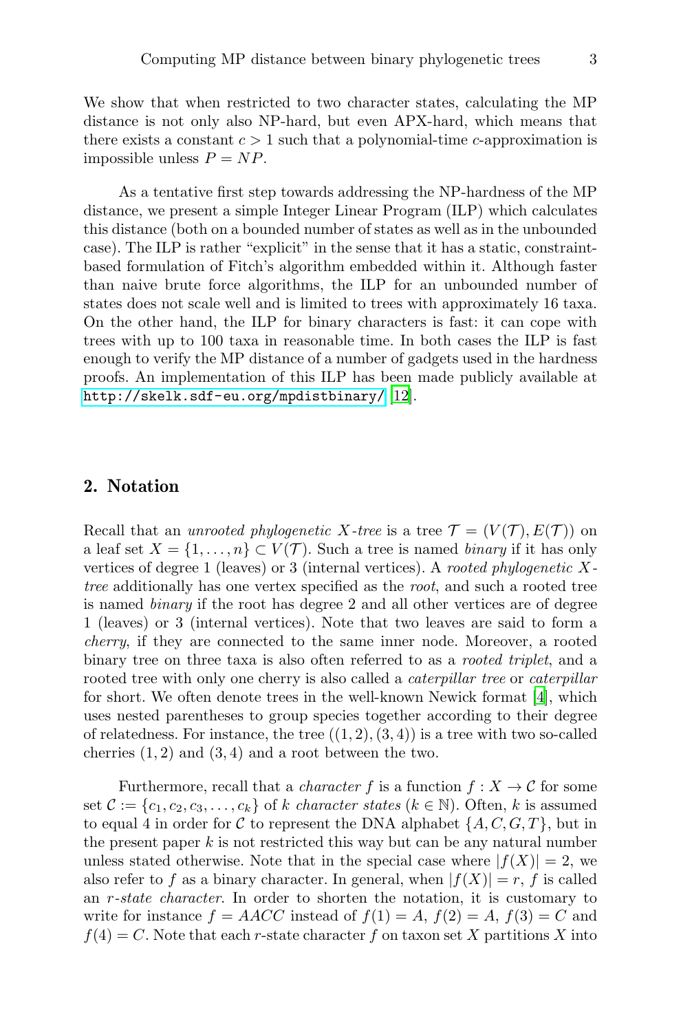We show that when restricted to two character states, calculating the MP distance is not only also NP-hard, but even APX-hard, which means that there exists a constant $c > 1$ such that a polynomial-time $c$-approximation is impossible unless $P = NP$.

As a tentative first step towards addressing the NP-hardness of the MP distance, we present a simple Integer Linear Program (ILP) which calculates this distance (both on a bounded number of states as well as in the unbounded case). The ILP is rather "explicit" in the sense that it has a static, constraint-based formulation of Fitch's algorithm embedded within it. Although faster than naive brute force algorithms, the ILP for an unbounded number of states does not scale well and is limited to trees with approximately 16 taxa. On the other hand, the ILP for binary characters is fast: it can cope with trees with up to 100 taxa in reasonable time. In both cases the ILP is fast enough to verify the MP distance of a number of gadgets used in the hardness proofs. An implementation of this ILP has been made publicly available at http://skelk.sdf-eu.org/mpdistbinary/ [12].

## 2. Notation

Recall that an *unrooted phylogenetic $X$-tree* is a tree $\mathcal{T} = (V(\mathcal{T}), E(\mathcal{T}))$ on a leaf set $X = \{1, \ldots, n\} \subset V(\mathcal{T})$. Such a tree is named *binary* if it has only vertices of degree 1 (leaves) or 3 (internal vertices). A *rooted phylogenetic $X$-tree* additionally has one vertex specified as the *root*, and such a rooted tree is named *binary* if the root has degree 2 and all other vertices are of degree 1 (leaves) or 3 (internal vertices). Note that two leaves are said to form a *cherry*, if they are connected to the same inner node. Moreover, a rooted binary tree on three taxa is also often referred to as a *rooted triplet*, and a rooted tree with only one cherry is also called a *caterpillar tree* or *caterpillar* for short. We often denote trees in the well-known Newick format [4], which uses nested parentheses to group species together according to their degree of relatedness. For instance, the tree $((1, 2), (3, 4))$ is a tree with two so-called cherries $(1, 2)$ and $(3, 4)$ and a root between the two.

Furthermore, recall that a *character* $f$ is a function $f : X \to \mathcal{C}$ for some set $\mathcal{C} := \{c_1, c_2, c_3, \ldots, c_k\}$ of $k$ *character states* ($k \in \mathbb{N}$). Often, $k$ is assumed to equal 4 in order for $\mathcal{C}$ to represent the DNA alphabet $\{A, C, G, T\}$, but in the present paper $k$ is not restricted this way but can be any natural number unless stated otherwise. Note that in the special case where $|f(X)| = 2$, we also refer to $f$ as a binary character. In general, when $|f(X)| = r$, $f$ is called an *$r$-state character*. In order to shorten the notation, it is customary to write for instance $f = AACC$ instead of $f(1) = A$, $f(2) = A$, $f(3) = C$ and $f(4) = C$. Note that each $r$-state character $f$ on taxon set $X$ partitions $X$ into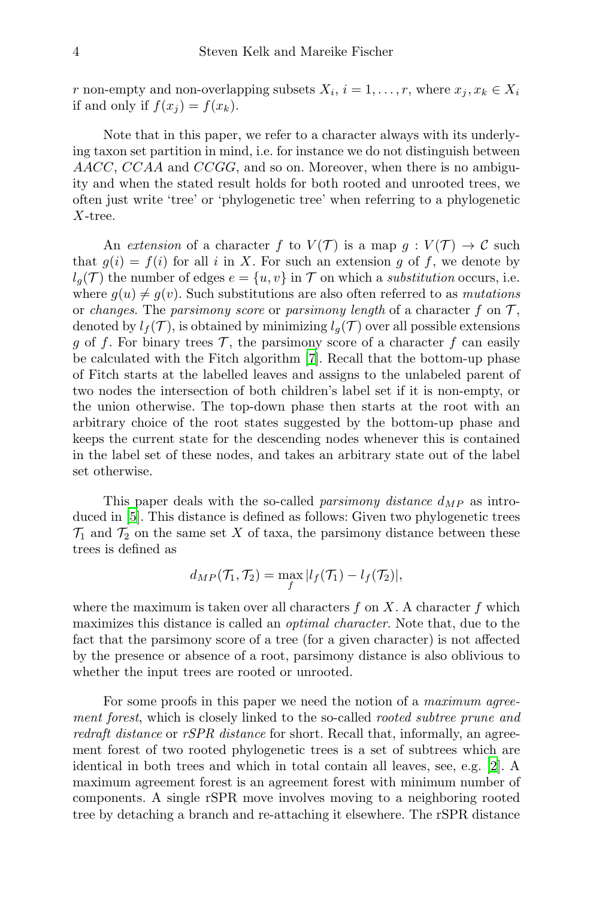$r$ non-empty and non-overlapping subsets $X_i$, $i = 1, \ldots, r$, where $x_j, x_k \in X_i$ if and only if $f(x_j) = f(x_k)$.

Note that in this paper, we refer to a character always with its underlying taxon set partition in mind, i.e. for instance we do not distinguish between $AACC$, $CCAA$ and $CCGG$, and so on. Moreover, when there is no ambiguity and when the stated result holds for both rooted and unrooted trees, we often just write 'tree' or 'phylogenetic tree' when referring to a phylogenetic $X$-tree.

An *extension* of a character $f$ to $V(\mathcal{T})$ is a map $g : V(\mathcal{T}) \to \mathcal{C}$ such that $g(i) = f(i)$ for all $i$ in $X$. For such an extension $g$ of $f$, we denote by $l_g(\mathcal{T})$ the number of edges $e = \{u, v\}$ in $\mathcal{T}$ on which a *substitution* occurs, i.e. where $g(u) \neq g(v)$. Such substitutions are also often referred to as *mutations* or *changes*. The *parsimony score* or *parsimony length* of a character $f$ on $\mathcal{T}$, denoted by $l_f(\mathcal{T})$, is obtained by minimizing $l_g(\mathcal{T})$ over all possible extensions $g$ of $f$. For binary trees $\mathcal{T}$, the parsimony score of a character $f$ can easily be calculated with the Fitch algorithm [7]. Recall that the bottom-up phase of Fitch starts at the labelled leaves and assigns to the unlabeled parent of two nodes the intersection of both children's label set if it is non-empty, or the union otherwise. The top-down phase then starts at the root with an arbitrary choice of the root states suggested by the bottom-up phase and keeps the current state for the descending nodes whenever this is contained in the label set of these nodes, and takes an arbitrary state out of the label set otherwise.

This paper deals with the so-called *parsimony distance* $d_{MP}$ as introduced in [5]. This distance is defined as follows: Given two phylogenetic trees $\mathcal{T}_1$ and $\mathcal{T}_2$ on the same set $X$ of taxa, the parsimony distance between these trees is defined as

$$d_{MP}(\mathcal{T}_1, \mathcal{T}_2) = \max_f |l_f(\mathcal{T}_1) - l_f(\mathcal{T}_2)|,$$

where the maximum is taken over all characters $f$ on $X$. A character $f$ which maximizes this distance is called an *optimal character*. Note that, due to the fact that the parsimony score of a tree (for a given character) is not affected by the presence or absence of a root, parsimony distance is also oblivious to whether the input trees are rooted or unrooted.

For some proofs in this paper we need the notion of a *maximum agreement forest*, which is closely linked to the so-called *rooted subtree prune and redraft distance* or *rSPR distance* for short. Recall that, informally, an agreement forest of two rooted phylogenetic trees is a set of subtrees which are identical in both trees and which in total contain all leaves, see, e.g. [2]. A maximum agreement forest is an agreement forest with minimum number of components. A single rSPR move involves moving to a neighboring rooted tree by detaching a branch and re-attaching it elsewhere. The rSPR distance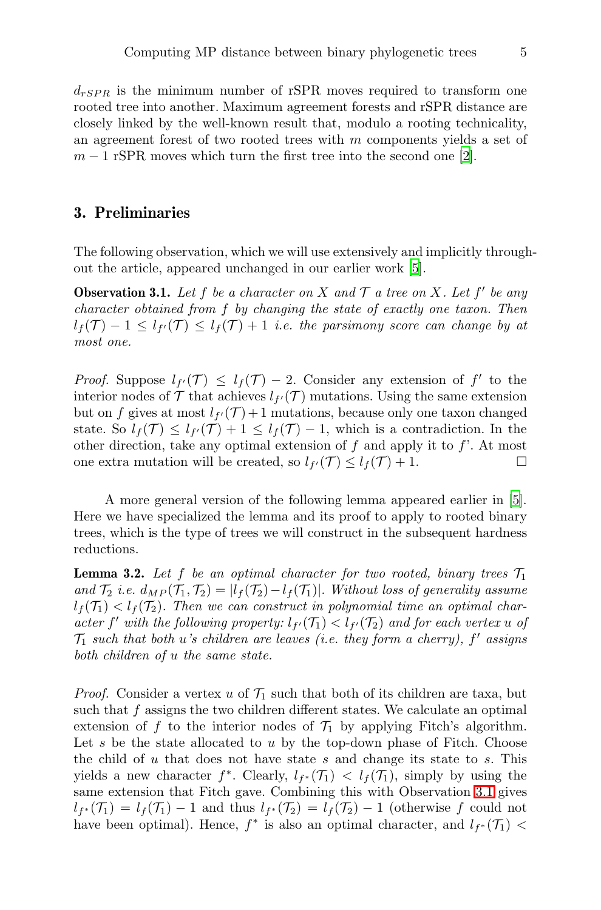$d_{rSPR}$ is the minimum number of rSPR moves required to transform one rooted tree into another. Maximum agreement forests and rSPR distance are closely linked by the well-known result that, modulo a rooting technicality, an agreement forest of two rooted trees with $m$ components yields a set of $m-1$ rSPR moves which turn the first tree into the second one [2].

## 3. Preliminaries

The following observation, which we will use extensively and implicitly throughout the article, appeared unchanged in our earlier work [5].

**Observation 3.1.** *Let $f$ be a character on $X$ and $\mathcal{T}$ a tree on $X$. Let $f'$ be any character obtained from $f$ by changing the state of exactly one taxon. Then $l_f(\mathcal{T}) - 1 \leq l_{f'}(\mathcal{T}) \leq l_f(\mathcal{T}) + 1$ i.e. the parsimony score can change by at most one.*

*Proof.* Suppose $l_{f'}(\mathcal{T}) \leq l_f(\mathcal{T}) - 2$. Consider any extension of $f'$ to the interior nodes of $\mathcal{T}$ that achieves $l_{f'}(\mathcal{T})$ mutations. Using the same extension but on $f$ gives at most $l_{f'}(\mathcal{T})+1$ mutations, because only one taxon changed state. So $l_f(\mathcal{T}) \leq l_{f'}(\mathcal{T}) + 1 \leq l_f(\mathcal{T}) - 1$, which is a contradiction. In the other direction, take any optimal extension of $f$ and apply it to $f$'. At most one extra mutation will be created, so $l_{f'}(\mathcal{T}) \leq l_f(\mathcal{T}) + 1$. □

A more general version of the following lemma appeared earlier in [5]. Here we have specialized the lemma and its proof to apply to rooted binary trees, which is the type of trees we will construct in the subsequent hardness reductions.

**Lemma 3.2.** *Let $f$ be an optimal character for two rooted, binary trees $\mathcal{T}_1$ and $\mathcal{T}_2$ i.e. $d_{MP}(\mathcal{T}_1, \mathcal{T}_2) = |l_f(\mathcal{T}_2) - l_f(\mathcal{T}_1)|$. Without loss of generality assume $l_f(\mathcal{T}_1) < l_f(\mathcal{T}_2)$. Then we can construct in polynomial time an optimal character $f'$ with the following property: $l_{f'}(\mathcal{T}_1) < l_{f'}(\mathcal{T}_2)$ and for each vertex $u$ of $\mathcal{T}_1$ such that both $u$'s children are leaves (i.e. they form a cherry), $f'$ assigns both children of $u$ the same state.*

*Proof.* Consider a vertex $u$ of $\mathcal{T}_1$ such that both of its children are taxa, but such that $f$ assigns the two children different states. We calculate an optimal extension of $f$ to the interior nodes of $\mathcal{T}_1$ by applying Fitch's algorithm. Let $s$ be the state allocated to $u$ by the top-down phase of Fitch. Choose the child of $u$ that does not have state $s$ and change its state to $s$. This yields a new character $f^*$. Clearly, $l_{f^*}(\mathcal{T}_1) < l_f(\mathcal{T}_1)$, simply by using the same extension that Fitch gave. Combining this with Observation 3.1 gives $l_{f^*}(\mathcal{T}_1) = l_f(\mathcal{T}_1) - 1$ and thus $l_{f^*}(\mathcal{T}_2) = l_f(\mathcal{T}_2) - 1$ (otherwise $f$ could not have been optimal). Hence, $f^*$ is also an optimal character, and $l_{f^*}(\mathcal{T}_1) <$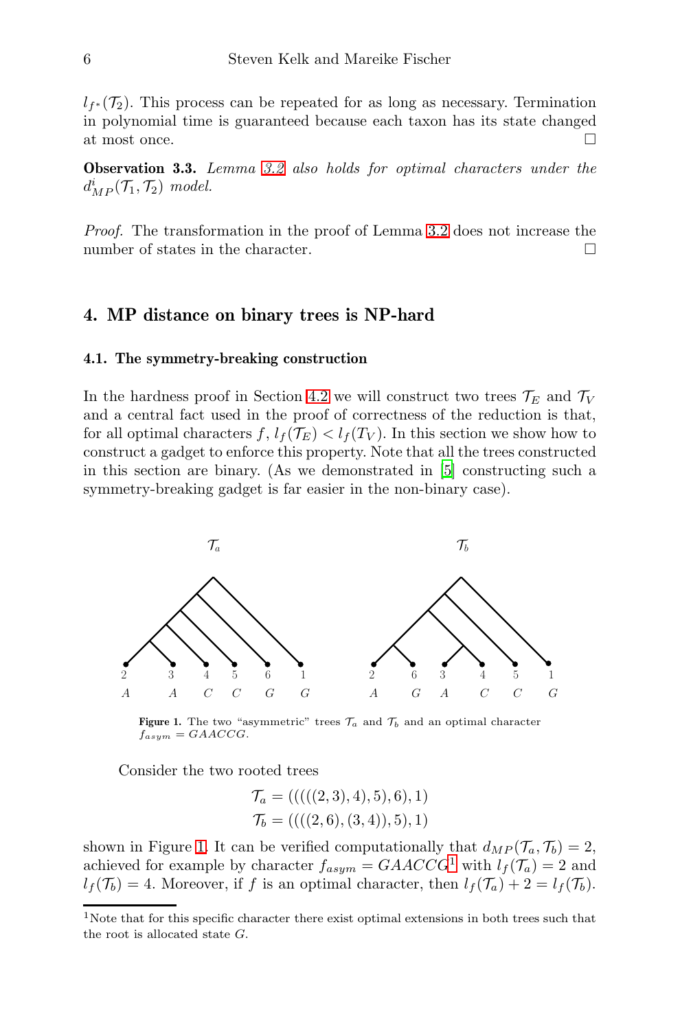$l_{f^*}(\mathcal{T}_2)$. This process can be repeated for as long as necessary. Termination in polynomial time is guaranteed because each taxon has its state changed at most once. □

**Observation 3.3.** *Lemma 3.2 also holds for optimal characters under the* $d^i_{MP}(\mathcal{T}_1, \mathcal{T}_2)$ *model.*

*Proof.* The transformation in the proof of Lemma 3.2 does not increase the number of states in the character. □

## 4. MP distance on binary trees is NP-hard

### 4.1. The symmetry-breaking construction

In the hardness proof in Section 4.2 we will construct two trees $\mathcal{T}_E$ and $\mathcal{T}_V$ and a central fact used in the proof of correctness of the reduction is that, for all optimal characters $f$, $l_f(\mathcal{T}_E) < l_f(T_V)$. In this section we show how to construct a gadget to enforce this property. Note that all the trees constructed in this section are binary. (As we demonstrated in [5] constructing such a symmetry-breaking gadget is far easier in the non-binary case).

**Figure 1.** The two "asymmetric" trees $\mathcal{T}_a$ and $\mathcal{T}_b$ and an optimal character $f_{asym} = GAACCG$.

Consider the two rooted trees

$$\mathcal{T}_a = (((((2,3),4),5),6),1)$$
$$\mathcal{T}_b = ((((2,6),(3,4)),5),1)$$

shown in Figure 1. It can be verified computationally that $d_{MP}(\mathcal{T}_a, \mathcal{T}_b) = 2$, achieved for example by character $f_{asym} = GAACCG$[1] with $l_f(\mathcal{T}_a) = 2$ and $l_f(\mathcal{T}_b) = 4$. Moreover, if $f$ is an optimal character, then $l_f(\mathcal{T}_a) + 2 = l_f(\mathcal{T}_b)$.

[1]Note that for this specific character there exist optimal extensions in both trees such that the root is allocated state $G$.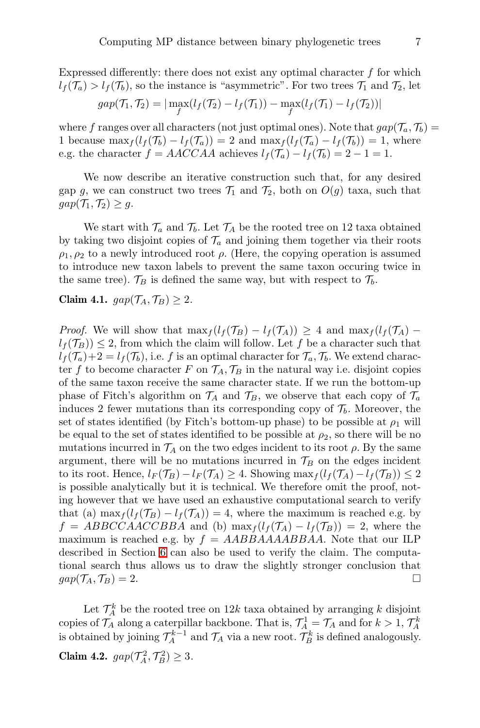Expressed differently: there does not exist any optimal character $f$ for which $l_f(\mathcal{T}_a) > l_f(\mathcal{T}_b)$, so the instance is "asymmetric". For two trees $\mathcal{T}_1$ and $\mathcal{T}_2$, let

$$gap(\mathcal{T}_1, \mathcal{T}_2) = |\max_f(l_f(\mathcal{T}_2) - l_f(\mathcal{T}_1)) - \max_f(l_f(\mathcal{T}_1) - l_f(\mathcal{T}_2))|$$

where $f$ ranges over all characters (not just optimal ones). Note that $gap(\mathcal{T}_a, \mathcal{T}_b) = 1$ because $\max_f(l_f(\mathcal{T}_b) - l_f(\mathcal{T}_a)) = 2$ and $\max_f(l_f(\mathcal{T}_a) - l_f(\mathcal{T}_b)) = 1$, where e.g. the character $f = AACCAA$ achieves $l_f(\mathcal{T}_a) - l_f(\mathcal{T}_b) = 2 - 1 = 1$.

We now describe an iterative construction such that, for any desired gap $g$, we can construct two trees $\mathcal{T}_1$ and $\mathcal{T}_2$, both on $O(g)$ taxa, such that $gap(\mathcal{T}_1, \mathcal{T}_2) \geq g$.

We start with $\mathcal{T}_a$ and $\mathcal{T}_b$. Let $\mathcal{T}_A$ be the rooted tree on 12 taxa obtained by taking two disjoint copies of $\mathcal{T}_a$ and joining them together via their roots $\rho_1, \rho_2$ to a newly introduced root $\rho$. (Here, the copying operation is assumed to introduce new taxon labels to prevent the same taxon occuring twice in the same tree). $\mathcal{T}_B$ is defined the same way, but with respect to $\mathcal{T}_b$.

**Claim 4.1.** *$gap(\mathcal{T}_A, \mathcal{T}_B) \geq 2$.*

*Proof.* We will show that $\max_f(l_f(\mathcal{T}_B) - l_f(\mathcal{T}_A)) \geq 4$ and $\max_f(l_f(\mathcal{T}_A) - l_f(\mathcal{T}_B)) \leq 2$, from which the claim will follow. Let $f$ be a character such that $l_f(\mathcal{T}_a)+2 = l_f(\mathcal{T}_b)$, i.e. $f$ is an optimal character for $\mathcal{T}_a, \mathcal{T}_b$. We extend character $f$ to become character $F$ on $\mathcal{T}_A, \mathcal{T}_B$ in the natural way i.e. disjoint copies of the same taxon receive the same character state. If we run the bottom-up phase of Fitch's algorithm on $\mathcal{T}_A$ and $\mathcal{T}_B$, we observe that each copy of $\mathcal{T}_a$ induces 2 fewer mutations than its corresponding copy of $\mathcal{T}_b$. Moreover, the set of states identified (by Fitch's bottom-up phase) to be possible at $\rho_1$ will be equal to the set of states identified to be possible at $\rho_2$, so there will be no mutations incurred in $\mathcal{T}_A$ on the two edges incident to its root $\rho$. By the same argument, there will be no mutations incurred in $\mathcal{T}_B$ on the edges incident to its root. Hence, $l_F(\mathcal{T}_B) - l_F(\mathcal{T}_A) \geq 4$. Showing $\max_f(l_f(\mathcal{T}_A) - l_f(\mathcal{T}_B)) \leq 2$ is possible analytically but it is technical. We therefore omit the proof, noting however that we have used an exhaustive computational search to verify that (a) $\max_f(l_f(\mathcal{T}_B) - l_f(\mathcal{T}_A)) = 4$, where the maximum is reached e.g. by $f = ABBCCAACCBBA$ and (b) $\max_f(l_f(\mathcal{T}_A) - l_f(\mathcal{T}_B)) = 2$, where the maximum is reached e.g. by $f = AABBAAAABBAA$. Note that our ILP described in Section 6 can also be used to verify the claim. The computational search thus allows us to draw the slightly stronger conclusion that $gap(\mathcal{T}_A, \mathcal{T}_B) = 2$. $\square$

Let $\mathcal{T}_A^k$ be the rooted tree on $12k$ taxa obtained by arranging $k$ disjoint copies of $\mathcal{T}_A$ along a caterpillar backbone. That is, $\mathcal{T}_A^1 = \mathcal{T}_A$ and for $k > 1$, $\mathcal{T}_A^k$ is obtained by joining $\mathcal{T}_A^{k-1}$ and $\mathcal{T}_A$ via a new root. $\mathcal{T}_B^k$ is defined analogously.

**Claim 4.2.** *$gap(\mathcal{T}_A^2, \mathcal{T}_B^2) \geq 3$.*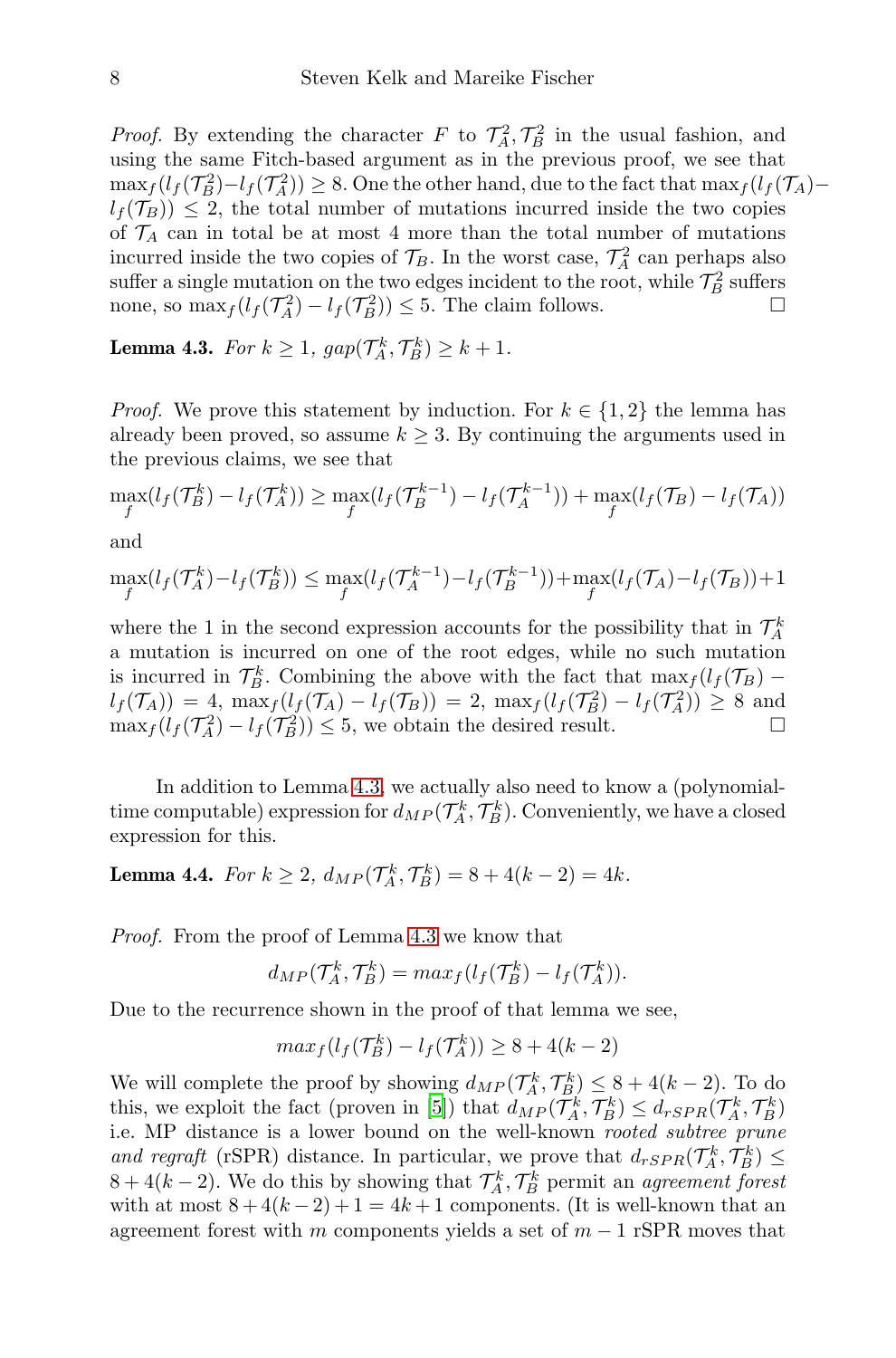*Proof.* By extending the character $F$ to $\mathcal{T}_A^2, \mathcal{T}_B^2$ in the usual fashion, and using the same Fitch-based argument as in the previous proof, we see that $\max_f(l_f(\mathcal{T}_B^2) - l_f(\mathcal{T}_A^2)) \geq 8$. One the other hand, due to the fact that $\max_f(l_f(\mathcal{T}_A) - l_f(\mathcal{T}_B)) \leq 2$, the total number of mutations incurred inside the two copies of $\mathcal{T}_A$ can in total be at most 4 more than the total number of mutations incurred inside the two copies of $\mathcal{T}_B$. In the worst case, $\mathcal{T}_A^2$ can perhaps also suffer a single mutation on the two edges incident to the root, while $\mathcal{T}_B^2$ suffers none, so $\max_f(l_f(\mathcal{T}_A^2) - l_f(\mathcal{T}_B^2)) \leq 5$. The claim follows. □

**Lemma 4.3.** *For $k \geq 1$, $gap(\mathcal{T}_A^k, \mathcal{T}_B^k) \geq k + 1$.*

*Proof.* We prove this statement by induction. For $k \in \{1, 2\}$ the lemma has already been proved, so assume $k \geq 3$. By continuing the arguments used in the previous claims, we see that

$$\max_f(l_f(\mathcal{T}_B^k) - l_f(\mathcal{T}_A^k)) \geq \max_f(l_f(\mathcal{T}_B^{k-1}) - l_f(\mathcal{T}_A^{k-1})) + \max_f(l_f(\mathcal{T}_B) - l_f(\mathcal{T}_A))$$

and

$$\max_f(l_f(\mathcal{T}_A^k) - l_f(\mathcal{T}_B^k)) \leq \max_f(l_f(\mathcal{T}_A^{k-1}) - l_f(\mathcal{T}_B^{k-1})) + \max_f(l_f(\mathcal{T}_A) - l_f(\mathcal{T}_B)) + 1$$

where the 1 in the second expression accounts for the possibility that in $\mathcal{T}_A^k$ a mutation is incurred on one of the root edges, while no such mutation is incurred in $\mathcal{T}_B^k$. Combining the above with the fact that $\max_f(l_f(\mathcal{T}_B) - l_f(\mathcal{T}_A)) = 4$, $\max_f(l_f(\mathcal{T}_A) - l_f(\mathcal{T}_B)) = 2$, $\max_f(l_f(\mathcal{T}_B^2) - l_f(\mathcal{T}_A^2)) \geq 8$ and $\max_f(l_f(\mathcal{T}_A^2) - l_f(\mathcal{T}_B^2)) \leq 5$, we obtain the desired result. □

In addition to Lemma 4.3, we actually also need to know a (polynomial-time computable) expression for $d_{MP}(\mathcal{T}_A^k, \mathcal{T}_B^k)$. Conveniently, we have a closed expression for this.

**Lemma 4.4.** *For $k \geq 2$, $d_{MP}(\mathcal{T}_A^k, \mathcal{T}_B^k) = 8 + 4(k - 2) = 4k$.*

*Proof.* From the proof of Lemma 4.3 we know that

$$d_{MP}(\mathcal{T}_A^k, \mathcal{T}_B^k) = max_f(l_f(\mathcal{T}_B^k) - l_f(\mathcal{T}_A^k)).$$

Due to the recurrence shown in the proof of that lemma we see,

$$max_f(l_f(\mathcal{T}_B^k) - l_f(\mathcal{T}_A^k)) \geq 8 + 4(k - 2)$$

We will complete the proof by showing $d_{MP}(\mathcal{T}_A^k, \mathcal{T}_B^k) \leq 8 + 4(k - 2)$. To do this, we exploit the fact (proven in [5]) that $d_{MP}(\mathcal{T}_A^k, \mathcal{T}_B^k) \leq d_{rSPR}(\mathcal{T}_A^k, \mathcal{T}_B^k)$ i.e. MP distance is a lower bound on the well-known *rooted subtree prune and regraft* (rSPR) distance. In particular, we prove that $d_{rSPR}(\mathcal{T}_A^k, \mathcal{T}_B^k) \leq 8 + 4(k - 2)$. We do this by showing that $\mathcal{T}_A^k, \mathcal{T}_B^k$ permit an *agreement forest* with at most $8 + 4(k - 2) + 1 = 4k + 1$ components. (It is well-known that an agreement forest with $m$ components yields a set of $m - 1$ rSPR moves that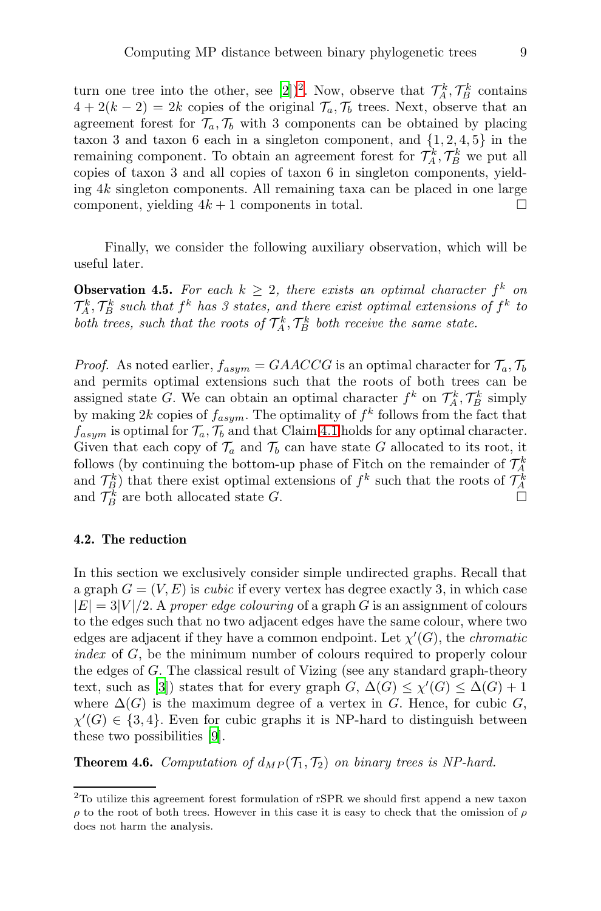turn one tree into the other, see [2])[2]. Now, observe that $\mathcal{T}_A^k, \mathcal{T}_B^k$ contains $4 + 2(k-2) = 2k$ copies of the original $\mathcal{T}_a, \mathcal{T}_b$ trees. Next, observe that an agreement forest for $\mathcal{T}_a, \mathcal{T}_b$ with 3 components can be obtained by placing taxon 3 and taxon 6 each in a singleton component, and $\{1, 2, 4, 5\}$ in the remaining component. To obtain an agreement forest for $\mathcal{T}_A^k, \mathcal{T}_B^k$ we put all copies of taxon 3 and all copies of taxon 6 in singleton components, yielding $4k$ singleton components. All remaining taxa can be placed in one large component, yielding $4k + 1$ components in total. □

Finally, we consider the following auxiliary observation, which will be useful later.

**Observation 4.5.** *For each $k \geq 2$, there exists an optimal character $f^k$ on $\mathcal{T}_A^k, \mathcal{T}_B^k$ such that $f^k$ has 3 states, and there exist optimal extensions of $f^k$ to both trees, such that the roots of $\mathcal{T}_A^k, \mathcal{T}_B^k$ both receive the same state.*

*Proof.* As noted earlier, $f_{asym} = GAACCG$ is an optimal character for $\mathcal{T}_a, \mathcal{T}_b$ and permits optimal extensions such that the roots of both trees can be assigned state $G$. We can obtain an optimal character $f^k$ on $\mathcal{T}_A^k, \mathcal{T}_B^k$ simply by making $2k$ copies of $f_{asym}$. The optimality of $f^k$ follows from the fact that $f_{asym}$ is optimal for $\mathcal{T}_a, \mathcal{T}_b$ and that Claim 4.1 holds for any optimal character. Given that each copy of $\mathcal{T}_a$ and $\mathcal{T}_b$ can have state $G$ allocated to its root, it follows (by continuing the bottom-up phase of Fitch on the remainder of $\mathcal{T}_A^k$ and $\mathcal{T}_B^k$) that there exist optimal extensions of $f^k$ such that the roots of $\mathcal{T}_A^k$ and $\mathcal{T}_B^k$ are both allocated state $G$. □

### 4.2. The reduction

In this section we exclusively consider simple undirected graphs. Recall that a graph $G = (V, E)$ is *cubic* if every vertex has degree exactly 3, in which case $|E| = 3|V|/2$. A *proper edge colouring* of a graph $G$ is an assignment of colours to the edges such that no two adjacent edges have the same colour, where two edges are adjacent if they have a common endpoint. Let $\chi'(G)$, the *chromatic index* of $G$, be the minimum number of colours required to properly colour the edges of $G$. The classical result of Vizing (see any standard graph-theory text, such as [3]) states that for every graph $G$, $\Delta(G) \leq \chi'(G) \leq \Delta(G) + 1$ where $\Delta(G)$ is the maximum degree of a vertex in $G$. Hence, for cubic $G$, $\chi'(G) \in \{3, 4\}$. Even for cubic graphs it is NP-hard to distinguish between these two possibilities [9].

**Theorem 4.6.** *Computation of $d_{MP}(\mathcal{T}_1, \mathcal{T}_2)$ on binary trees is NP-hard.*

[2] To utilize this agreement forest formulation of rSPR we should first append a new taxon $\rho$ to the root of both trees. However in this case it is easy to check that the omission of $\rho$ does not harm the analysis.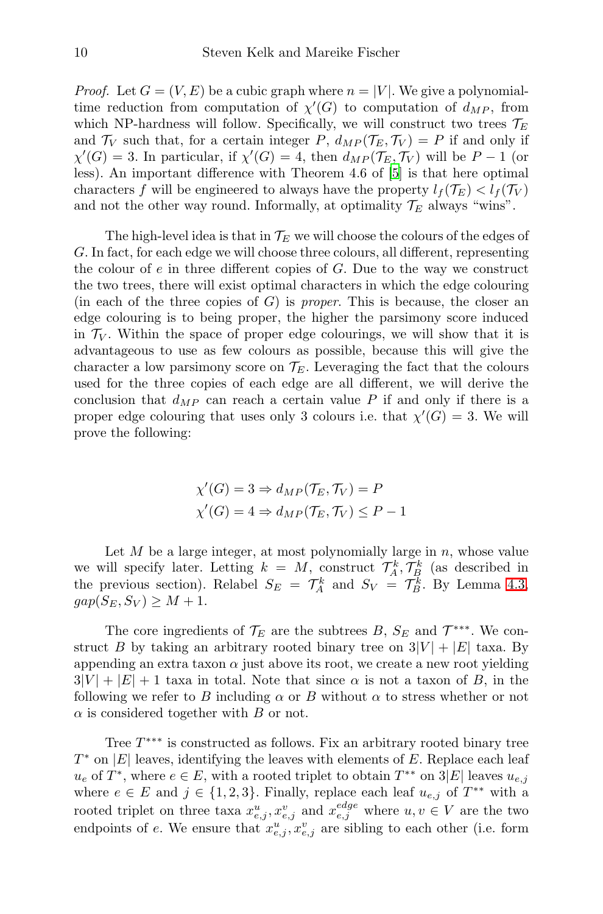*Proof.* Let $G = (V, E)$ be a cubic graph where $n = |V|$. We give a polynomial-time reduction from computation of $\chi'(G)$ to computation of $d_{MP}$, from which NP-hardness will follow. Specifically, we will construct two trees $\mathcal{T}_E$ and $\mathcal{T}_V$ such that, for a certain integer $P$, $d_{MP}(\mathcal{T}_E, \mathcal{T}_V) = P$ if and only if $\chi'(G) = 3$. In particular, if $\chi'(G) = 4$, then $d_{MP}(\mathcal{T}_E, \mathcal{T}_V)$ will be $P - 1$ (or less). An important difference with Theorem 4.6 of [5] is that here optimal characters $f$ will be engineered to always have the property $l_f(\mathcal{T}_E) < l_f(\mathcal{T}_V)$ and not the other way round. Informally, at optimality $\mathcal{T}_E$ always "wins".

The high-level idea is that in $\mathcal{T}_E$ we will choose the colours of the edges of $G$. In fact, for each edge we will choose three colours, all different, representing the colour of $e$ in three different copies of $G$. Due to the way we construct the two trees, there will exist optimal characters in which the edge colouring (in each of the three copies of $G$) is *proper*. This is because, the closer an edge colouring is to being proper, the higher the parsimony score induced in $\mathcal{T}_V$. Within the space of proper edge colourings, we will show that it is advantageous to use as few colours as possible, because this will give the character a low parsimony score on $\mathcal{T}_E$. Leveraging the fact that the colours used for the three copies of each edge are all different, we will derive the conclusion that $d_{MP}$ can reach a certain value $P$ if and only if there is a proper edge colouring that uses only 3 colours i.e. that $\chi'(G) = 3$. We will prove the following:

$$\chi'(G) = 3 \Rightarrow d_{MP}(\mathcal{T}_E, \mathcal{T}_V) = P$$
$$\chi'(G) = 4 \Rightarrow d_{MP}(\mathcal{T}_E, \mathcal{T}_V) \leq P - 1$$

Let $M$ be a large integer, at most polynomially large in $n$, whose value we will specify later. Letting $k = M$, construct $\mathcal{T}_A^k, \mathcal{T}_B^k$ (as described in the previous section). Relabel $S_E = \mathcal{T}_A^k$ and $S_V = \mathcal{T}_B^k$. By Lemma 4.3, $gap(S_E, S_V) \geq M + 1$.

The core ingredients of $\mathcal{T}_E$ are the subtrees $B$, $S_E$ and $\mathcal{T}^{***}$. We construct $B$ by taking an arbitrary rooted binary tree on $3|V| + |E|$ taxa. By appending an extra taxon $\alpha$ just above its root, we create a new root yielding $3|V| + |E| + 1$ taxa in total. Note that since $\alpha$ is not a taxon of $B$, in the following we refer to $B$ including $\alpha$ or $B$ without $\alpha$ to stress whether or not $\alpha$ is considered together with $B$ or not.

Tree $T^{***}$ is constructed as follows. Fix an arbitrary rooted binary tree $T^*$ on $|E|$ leaves, identifying the leaves with elements of $E$. Replace each leaf $u_e$ of $T^*$, where $e \in E$, with a rooted triplet to obtain $T^{**}$ on $3|E|$ leaves $u_{e,j}$ where $e \in E$ and $j \in \{1, 2, 3\}$. Finally, replace each leaf $u_{e,j}$ of $T^{**}$ with a rooted triplet on three taxa $x^u_{e,j}, x^v_{e,j}$ and $x^{edge}_{e,j}$ where $u, v \in V$ are the two endpoints of $e$. We ensure that $x^u_{e,j}, x^v_{e,j}$ are sibling to each other (i.e. form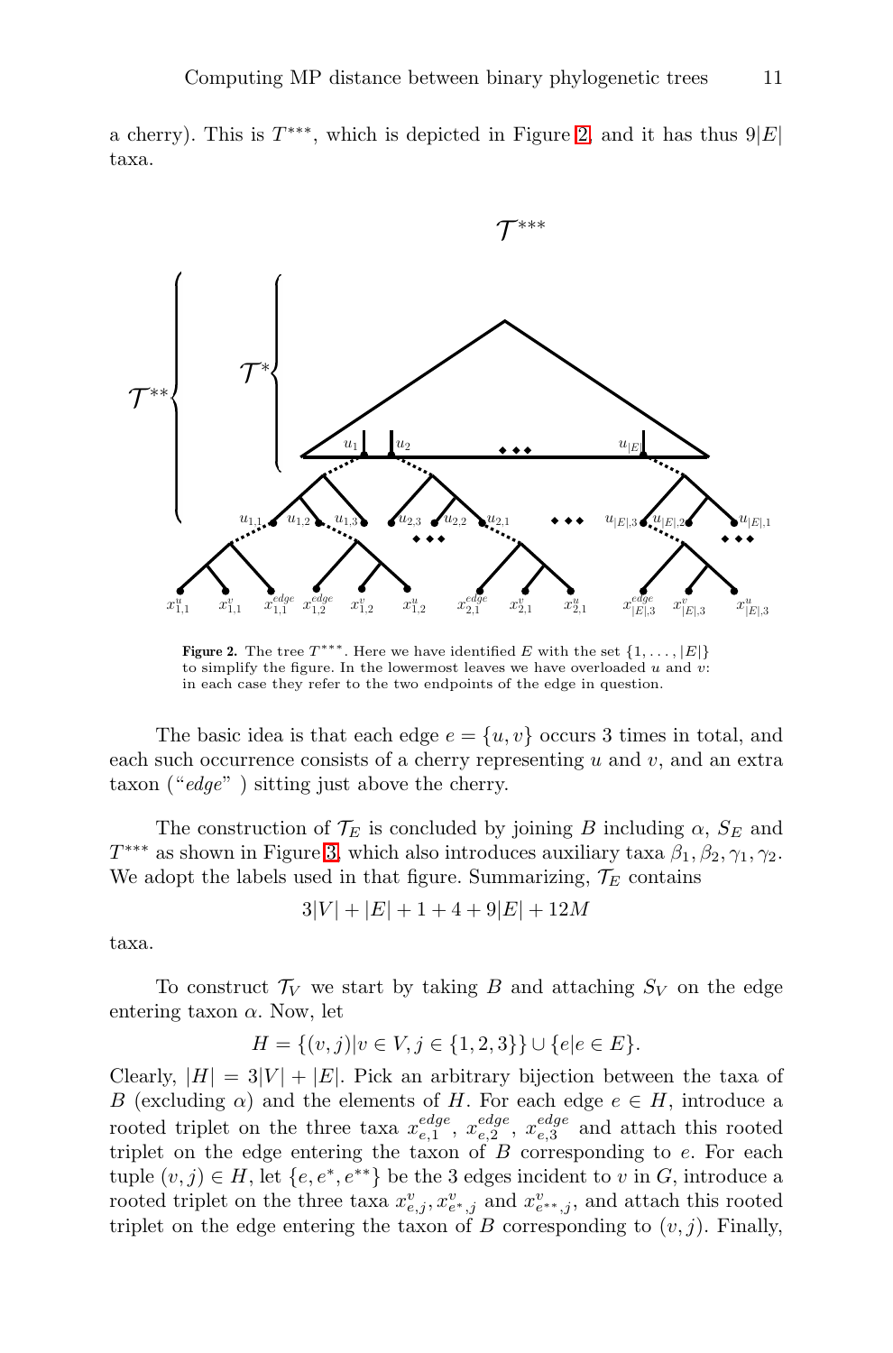a cherry). This is $T^{***}$, which is depicted in Figure 2, and it has thus $9|E|$ taxa.

**Figure 2.** The tree $T^{***}$. Here we have identified $E$ with the set $\{1, \ldots, |E|\}$ to simplify the figure. In the lowermost leaves we have overloaded $u$ and $v$: in each case they refer to the two endpoints of the edge in question.

The basic idea is that each edge $e = \{u, v\}$ occurs 3 times in total, and each such occurrence consists of a cherry representing $u$ and $v$, and an extra taxon ("*edge*" ) sitting just above the cherry.

The construction of $\mathcal{T}_E$ is concluded by joining $B$ including $\alpha$, $S_E$ and $T^{***}$ as shown in Figure 3, which also introduces auxiliary taxa $\beta_1, \beta_2, \gamma_1, \gamma_2$. We adopt the labels used in that figure. Summarizing, $\mathcal{T}_E$ contains

$$3|V| + |E| + 1 + 4 + 9|E| + 12M$$

taxa.

To construct $\mathcal{T}_V$ we start by taking $B$ and attaching $S_V$ on the edge entering taxon $\alpha$. Now, let

$$H = \{(v, j) | v \in V, j \in \{1, 2, 3\}\} \cup \{e | e \in E\}.$$

Clearly, $|H| = 3|V| + |E|$. Pick an arbitrary bijection between the taxa of $B$ (excluding $\alpha$) and the elements of $H$. For each edge $e \in H$, introduce a rooted triplet on the three taxa $x^{edge}_{e,1}$, $x^{edge}_{e,2}$, $x^{edge}_{e,3}$ and attach this rooted triplet on the edge entering the taxon of $B$ corresponding to $e$. For each tuple $(v, j) \in H$, let $\{e, e^*, e^{**}\}$ be the 3 edges incident to $v$ in $G$, introduce a rooted triplet on the three taxa $x^v_{e,j}, x^v_{e^*,j}$ and $x^v_{e^{**},j}$, and attach this rooted triplet on the edge entering the taxon of $B$ corresponding to $(v, j)$. Finally,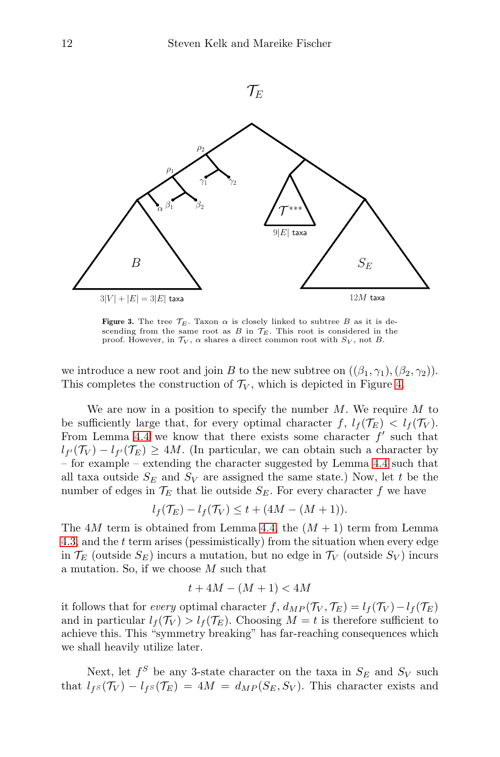**Figure 3.** The tree $\mathcal{T}_E$. Taxon $\alpha$ is closely linked to subtree $B$ as it is descending from the same root as $B$ in $\mathcal{T}_E$. This root is considered in the proof. However, in $\mathcal{T}_V$, $\alpha$ shares a direct common root with $S_V$, not $B$.

we introduce a new root and join $B$ to the new subtree on $((\beta_1, \gamma_1), (\beta_2, \gamma_2))$. This completes the construction of $\mathcal{T}_V$, which is depicted in Figure 4.

We are now in a position to specify the number $M$. We require $M$ to be sufficiently large that, for every optimal character $f$, $l_f(\mathcal{T}_E) < l_f(\mathcal{T}_V)$. From Lemma 4.4 we know that there exists some character $f'$ such that $l_{f'}(\mathcal{T}_V) - l_{f'}(\mathcal{T}_E) \geq 4M$. (In particular, we can obtain such a character by – for example – extending the character suggested by Lemma 4.4 such that all taxa outside $S_E$ and $S_V$ are assigned the same state.) Now, let $t$ be the number of edges in $\mathcal{T}_E$ that lie outside $S_E$. For every character $f$ we have

$$l_f(\mathcal{T}_E) - l_f(\mathcal{T}_V) \leq t + (4M - (M+1)).$$

The $4M$ term is obtained from Lemma 4.4, the $(M+1)$ term from Lemma 4.3, and the $t$ term arises (pessimistically) from the situation when every edge in $\mathcal{T}_E$ (outside $S_E$) incurs a mutation, but no edge in $\mathcal{T}_V$ (outside $S_V$) incurs a mutation. So, if we choose $M$ such that

$$t + 4M - (M+1) < 4M$$

it follows that for *every* optimal character $f$, $d_{MP}(\mathcal{T}_V, \mathcal{T}_E) = l_f(\mathcal{T}_V) - l_f(\mathcal{T}_E)$ and in particular $l_f(\mathcal{T}_V) > l_f(\mathcal{T}_E)$. Choosing $M = t$ is therefore sufficient to achieve this. This "symmetry breaking" has far-reaching consequences which we shall heavily utilize later.

Next, let $f^S$ be any 3-state character on the taxa in $S_E$ and $S_V$ such that $l_{f^S}(\mathcal{T}_V) - l_{f^S}(\mathcal{T}_E) = 4M = d_{MP}(S_E, S_V)$. This character exists and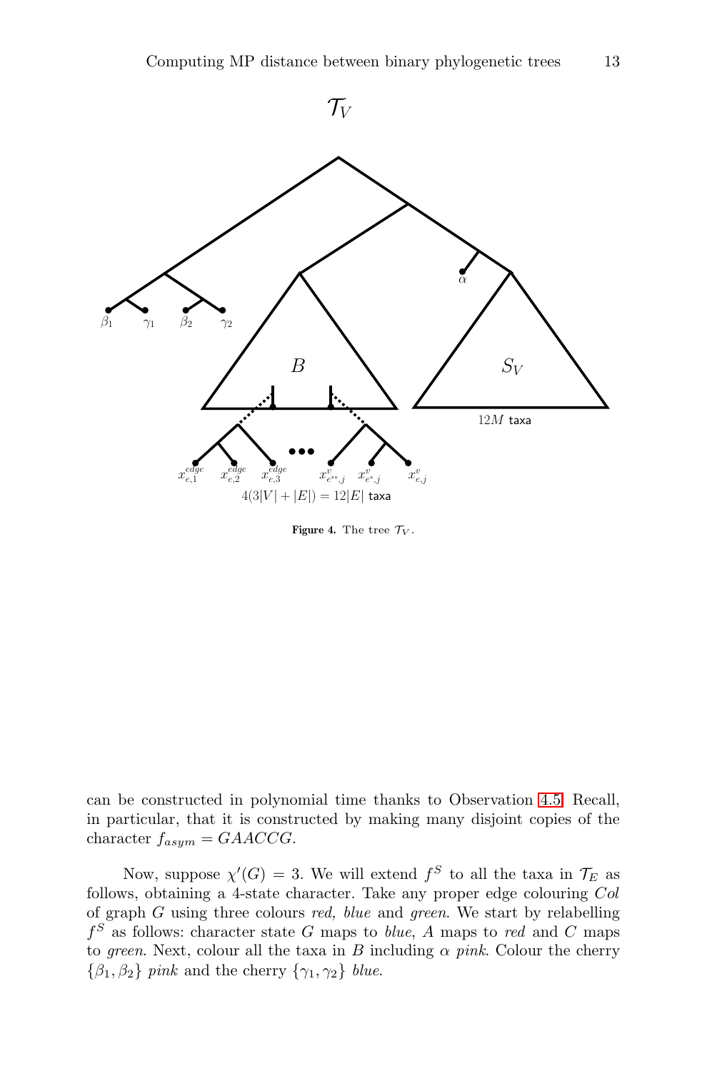Figure 4. The tree $\mathcal{T}_V$.

can be constructed in polynomial time thanks to Observation 4.5. Recall, in particular, that it is constructed by making many disjoint copies of the character $f_{asym} = GAACCG$.

Now, suppose $\chi'(G) = 3$. We will extend $f^S$ to all the taxa in $\mathcal{T}_E$ as follows, obtaining a 4-state character. Take any proper edge colouring $Col$ of graph $G$ using three colours *red, blue* and *green*. We start by relabelling $f^S$ as follows: character state $G$ maps to *blue*, $A$ maps to *red* and $C$ maps to *green*. Next, colour all the taxa in $B$ including $\alpha$ *pink*. Colour the cherry $\{\beta_1, \beta_2\}$ *pink* and the cherry $\{\gamma_1, \gamma_2\}$ *blue*.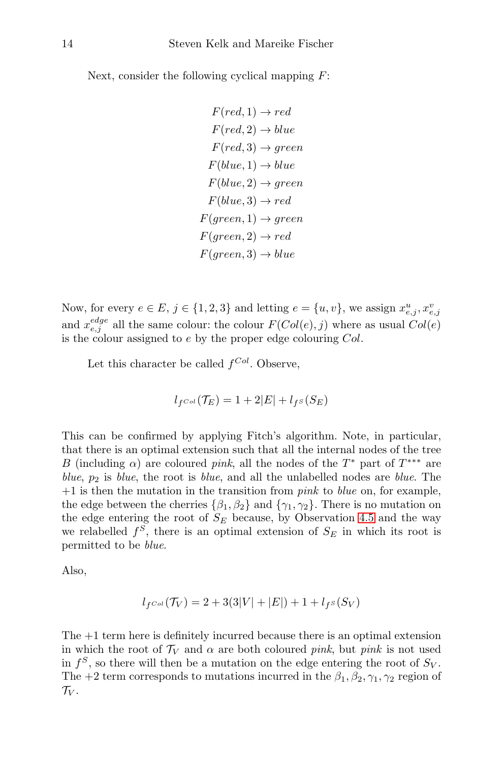Next, consider the following cyclical mapping $F$:

$$
\begin{aligned}
F(red, 1) &\rightarrow red \\
F(red, 2) &\rightarrow blue \\
F(red, 3) &\rightarrow green \\
F(blue, 1) &\rightarrow blue \\
F(blue, 2) &\rightarrow green \\
F(blue, 3) &\rightarrow red \\
F(green, 1) &\rightarrow green \\
F(green, 2) &\rightarrow red \\
F(green, 3) &\rightarrow blue
\end{aligned}
$$

Now, for every $e \in E$, $j \in \{1, 2, 3\}$ and letting $e = \{u, v\}$, we assign $x^{u}_{e,j}, x^{v}_{e,j}$ and $x^{edge}_{e,j}$ all the same colour: the colour $F(Col(e), j)$ where as usual $Col(e)$ is the colour assigned to $e$ by the proper edge colouring $Col$.

Let this character be called $f^{Col}$. Observe,

$$l_{f^{Col}}(\mathcal{T}_E) = 1 + 2|E| + l_{f^S}(S_E)$$

This can be confirmed by applying Fitch's algorithm. Note, in particular, that there is an optimal extension such that all the internal nodes of the tree $B$ (including $\alpha$) are coloured *pink*, all the nodes of the $T^*$ part of $T^{***}$ are *blue*, $p_2$ is *blue*, the root is *blue*, and all the unlabelled nodes are *blue*. The $+1$ is then the mutation in the transition from *pink* to *blue* on, for example, the edge between the cherries $\{\beta_1, \beta_2\}$ and $\{\gamma_1, \gamma_2\}$. There is no mutation on the edge entering the root of $S_E$ because, by Observation 4.5 and the way we relabelled $f^S$, there is an optimal extension of $S_E$ in which its root is permitted to be *blue*.

Also,

$$l_{f^{Col}}(\mathcal{T}_V) = 2 + 3(3|V| + |E|) + 1 + l_{f^S}(S_V)$$

The $+1$ term here is definitely incurred because there is an optimal extension in which the root of $\mathcal{T}_V$ and $\alpha$ are both coloured *pink*, but *pink* is not used in $f^S$, so there will then be a mutation on the edge entering the root of $S_V$. The $+2$ term corresponds to mutations incurred in the $\beta_1, \beta_2, \gamma_1, \gamma_2$ region of $\mathcal{T}_V$.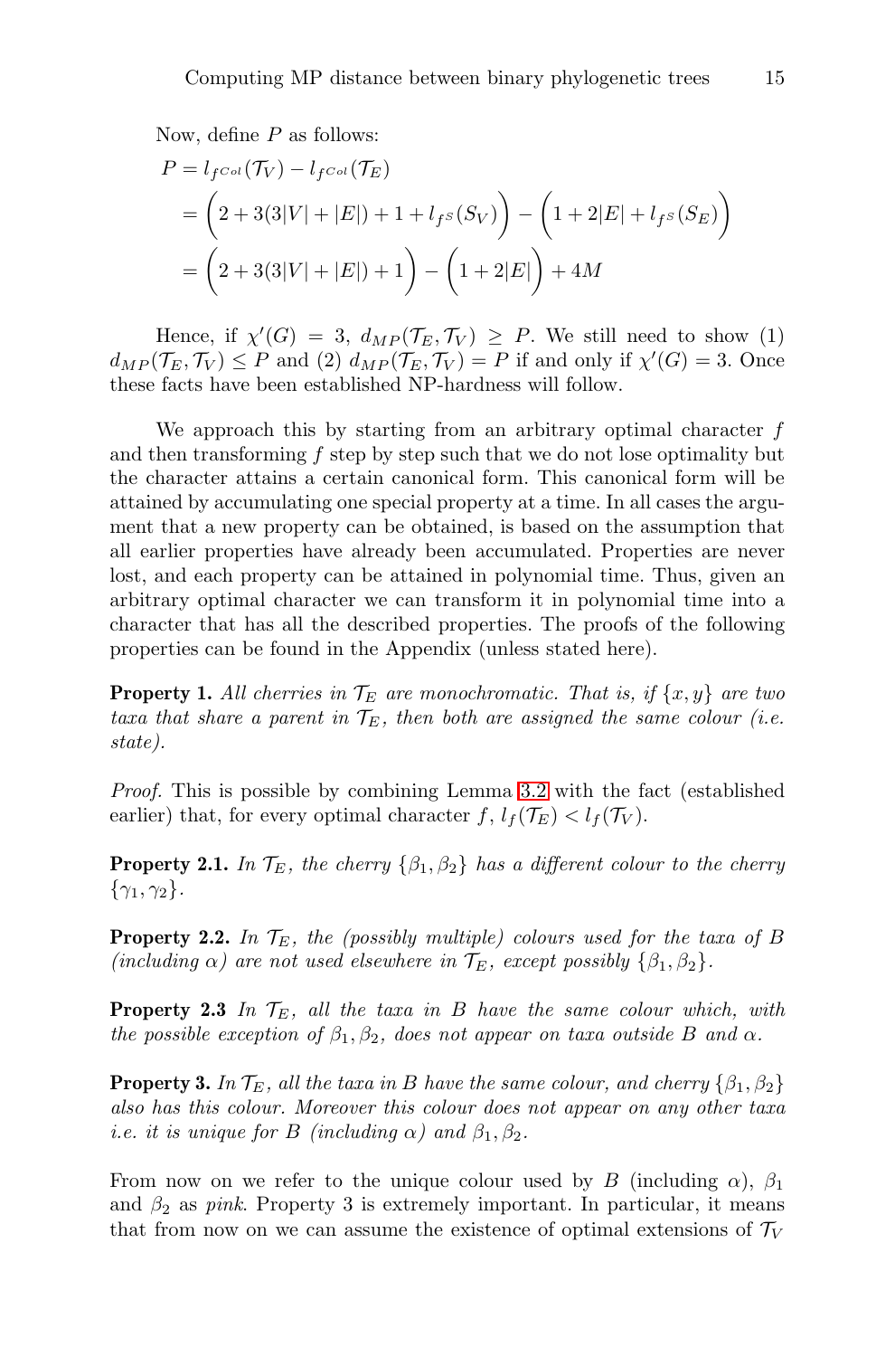Now, define $P$ as follows:

$$
\begin{aligned}
P &= l_{f^{Col}}(\mathcal{T}_V) - l_{f^{Col}}(\mathcal{T}_E) \\
&= \Big(2 + 3(3|V| + |E|) + 1 + l_{f^S}(S_V)\Big) - \Big(1 + 2|E| + l_{f^S}(S_E)\Big) \\
&= \Big(2 + 3(3|V| + |E|) + 1\Big) - \Big(1 + 2|E|\Big) + 4M
\end{aligned}
$$

Hence, if $\chi'(G) = 3$, $d_{MP}(\mathcal{T}_E, \mathcal{T}_V) \geq P$. We still need to show (1) $d_{MP}(\mathcal{T}_E, \mathcal{T}_V) \leq P$ and (2) $d_{MP}(\mathcal{T}_E, \mathcal{T}_V) = P$ if and only if $\chi'(G) = 3$. Once these facts have been established NP-hardness will follow.

We approach this by starting from an arbitrary optimal character $f$ and then transforming $f$ step by step such that we do not lose optimality but the character attains a certain canonical form. This canonical form will be attained by accumulating one special property at a time. In all cases the argument that a new property can be obtained, is based on the assumption that all earlier properties have already been accumulated. Properties are never lost, and each property can be attained in polynomial time. Thus, given an arbitrary optimal character we can transform it in polynomial time into a character that has all the described properties. The proofs of the following properties can be found in the Appendix (unless stated here).

**Property 1.** *All cherries in $\mathcal{T}_E$ are monochromatic. That is, if $\{x, y\}$ are two taxa that share a parent in $\mathcal{T}_E$, then both are assigned the same colour (i.e. state).*

*Proof.* This is possible by combining Lemma 3.2 with the fact (established earlier) that, for every optimal character $f$, $l_f(\mathcal{T}_E) < l_f(\mathcal{T}_V)$.

**Property 2.1.** *In $\mathcal{T}_E$, the cherry $\{\beta_1, \beta_2\}$ has a different colour to the cherry $\{\gamma_1, \gamma_2\}$.*

**Property 2.2.** *In $\mathcal{T}_E$, the (possibly multiple) colours used for the taxa of $B$ (including $\alpha$) are not used elsewhere in $\mathcal{T}_E$, except possibly $\{\beta_1, \beta_2\}$.*

**Property 2.3** *In $\mathcal{T}_E$, all the taxa in $B$ have the same colour which, with the possible exception of $\beta_1, \beta_2$, does not appear on taxa outside $B$ and $\alpha$.*

**Property 3.** *In $\mathcal{T}_E$, all the taxa in $B$ have the same colour, and cherry $\{\beta_1, \beta_2\}$ also has this colour. Moreover this colour does not appear on any other taxa i.e. it is unique for $B$ (including $\alpha$) and $\beta_1, \beta_2$.*

From now on we refer to the unique colour used by $B$ (including $\alpha$), $\beta_1$ and $\beta_2$ as *pink*. Property 3 is extremely important. In particular, it means that from now on we can assume the existence of optimal extensions of $\mathcal{T}_V$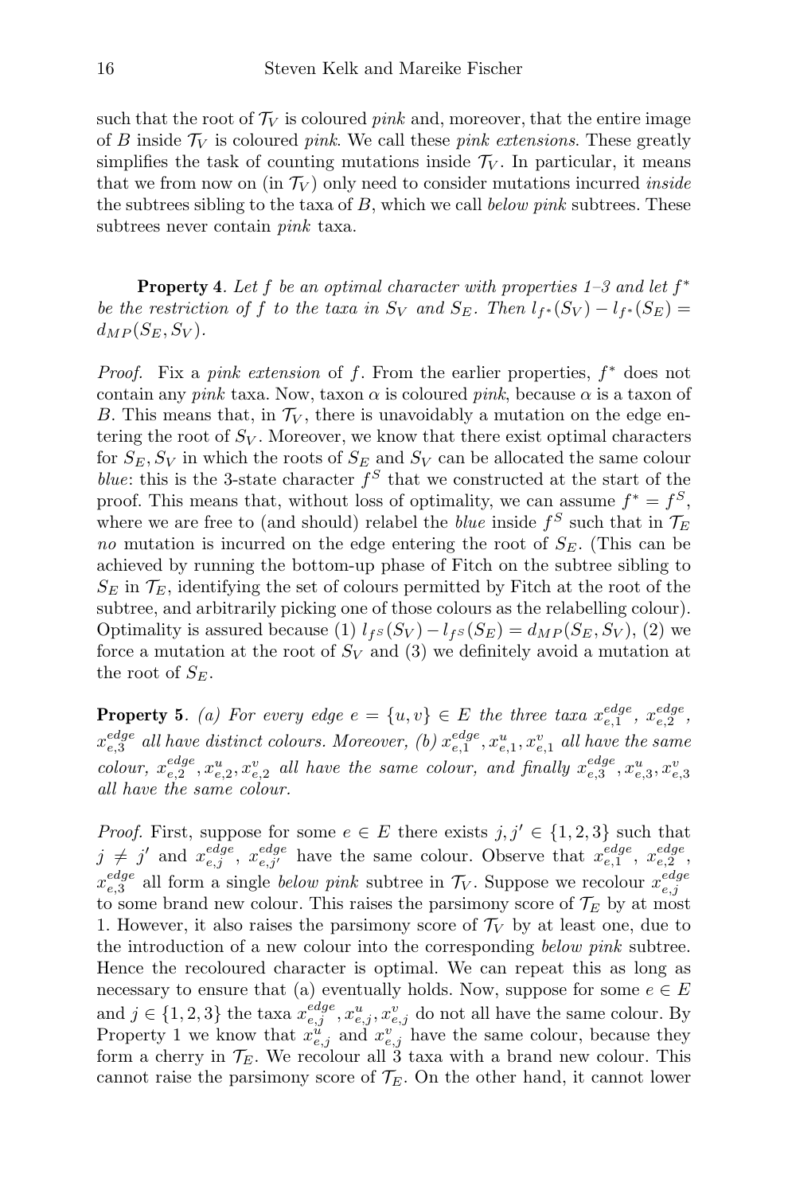such that the root of $\mathcal{T}_V$ is coloured *pink* and, moreover, that the entire image of $B$ inside $\mathcal{T}_V$ is coloured *pink*. We call these *pink extensions*. These greatly simplifies the task of counting mutations inside $\mathcal{T}_V$. In particular, it means that we from now on (in $\mathcal{T}_V$) only need to consider mutations incurred *inside* the subtrees sibling to the taxa of $B$, which we call *below pink* subtrees. These subtrees never contain *pink* taxa.

**Property 4**. *Let $f$ be an optimal character with properties 1–3 and let $f^*$ be the restriction of $f$ to the taxa in $S_V$ and $S_E$. Then $l_{f^*}(S_V) - l_{f^*}(S_E) = d_{MP}(S_E, S_V)$.*

*Proof.* Fix a *pink extension* of $f$. From the earlier properties, $f^*$ does not contain any *pink* taxa. Now, taxon $\alpha$ is coloured *pink*, because $\alpha$ is a taxon of $B$. This means that, in $\mathcal{T}_V$, there is unavoidably a mutation on the edge entering the root of $S_V$. Moreover, we know that there exist optimal characters for $S_E, S_V$ in which the roots of $S_E$ and $S_V$ can be allocated the same colour *blue*: this is the 3-state character $f^S$ that we constructed at the start of the proof. This means that, without loss of optimality, we can assume $f^* = f^S$, where we are free to (and should) relabel the *blue* inside $f^S$ such that in $\mathcal{T}_E$ *no* mutation is incurred on the edge entering the root of $S_E$. (This can be achieved by running the bottom-up phase of Fitch on the subtree sibling to $S_E$ in $\mathcal{T}_E$, identifying the set of colours permitted by Fitch at the root of the subtree, and arbitrarily picking one of those colours as the relabelling colour). Optimality is assured because (1) $l_{f^S}(S_V) - l_{f^S}(S_E) = d_{MP}(S_E, S_V)$, (2) we force a mutation at the root of $S_V$ and (3) we definitely avoid a mutation at the root of $S_E$.

**Property 5**. *(a) For every edge $e = \{u, v\} \in E$ the three taxa $x^{edge}_{e,1}$, $x^{edge}_{e,2}$, $x^{edge}_{e,3}$ all have distinct colours. Moreover, (b) $x^{edge}_{e,1}, x^{u}_{e,1}, x^{v}_{e,1}$ all have the same colour, $x^{edge}_{e,2}, x^{u}_{e,2}, x^{v}_{e,2}$ all have the same colour, and finally $x^{edge}_{e,3}, x^{u}_{e,3}, x^{v}_{e,3}$ all have the same colour.*

*Proof.* First, suppose for some $e \in E$ there exists $j, j' \in \{1, 2, 3\}$ such that $j \neq j'$ and $x^{edge}_{e,j}$, $x^{edge}_{e,j'}$ have the same colour. Observe that $x^{edge}_{e,1}$, $x^{edge}_{e,2}$, $x^{edge}_{e,3}$ all form a single *below pink* subtree in $\mathcal{T}_V$. Suppose we recolour $x^{edge}_{e,j}$ to some brand new colour. This raises the parsimony score of $\mathcal{T}_E$ by at most 1. However, it also raises the parsimony score of $\mathcal{T}_V$ by at least one, due to the introduction of a new colour into the corresponding *below pink* subtree. Hence the recoloured character is optimal. We can repeat this as long as necessary to ensure that (a) eventually holds. Now, suppose for some $e \in E$ and $j \in \{1, 2, 3\}$ the taxa $x^{edge}_{e,j}, x^{u}_{e,j}, x^{v}_{e,j}$ do not all have the same colour. By Property 1 we know that $x^{u}_{e,j}$ and $x^{v}_{e,j}$ have the same colour, because they form a cherry in $\mathcal{T}_E$. We recolour all 3 taxa with a brand new colour. This cannot raise the parsimony score of $\mathcal{T}_E$. On the other hand, it cannot lower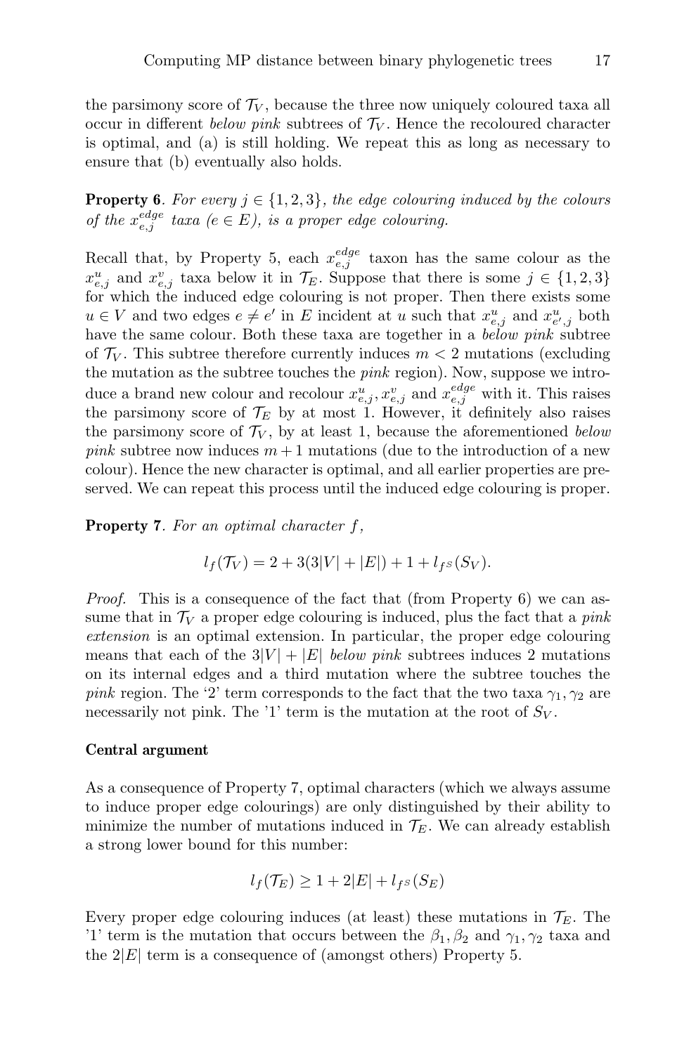the parsimony score of $\mathcal{T}_V$, because the three now uniquely coloured taxa all occur in different *below pink* subtrees of $\mathcal{T}_V$. Hence the recoloured character is optimal, and (a) is still holding. We repeat this as long as necessary to ensure that (b) eventually also holds.

**Property 6**. *For every $j \in \{1,2,3\}$, the edge colouring induced by the colours of the $x^{edge}_{e,j}$ taxa ($e \in E$), is a proper edge colouring.*

Recall that, by Property 5, each $x^{edge}_{e,j}$ taxon has the same colour as the $x^u_{e,j}$ and $x^v_{e,j}$ taxa below it in $\mathcal{T}_E$. Suppose that there is some $j \in \{1,2,3\}$ for which the induced edge colouring is not proper. Then there exists some $u \in V$ and two edges $e \neq e'$ in $E$ incident at $u$ such that $x^u_{e,j}$ and $x^u_{e',j}$ both have the same colour. Both these taxa are together in a *below pink* subtree of $\mathcal{T}_V$. This subtree therefore currently induces $m < 2$ mutations (excluding the mutation as the subtree touches the *pink* region). Now, suppose we introduce a brand new colour and recolour $x^u_{e,j}, x^v_{e,j}$ and $x^{edge}_{e,j}$ with it. This raises the parsimony score of $\mathcal{T}_E$ by at most 1. However, it definitely also raises the parsimony score of $\mathcal{T}_V$, by at least 1, because the aforementioned *below pink* subtree now induces $m+1$ mutations (due to the introduction of a new colour). Hence the new character is optimal, and all earlier properties are preserved. We can repeat this process until the induced edge colouring is proper.

**Property 7**. *For an optimal character $f$,*

$$l_f(\mathcal{T}_V) = 2 + 3(3|V| + |E|) + 1 + l_{f^S}(S_V).$$

*Proof.* This is a consequence of the fact that (from Property 6) we can assume that in $\mathcal{T}_V$ a proper edge colouring is induced, plus the fact that a *pink extension* is an optimal extension. In particular, the proper edge colouring means that each of the $3|V| + |E|$ *below pink* subtrees induces 2 mutations on its internal edges and a third mutation where the subtree touches the *pink* region. The '2' term corresponds to the fact that the two taxa $\gamma_1, \gamma_2$ are necessarily not pink. The '1' term is the mutation at the root of $S_V$.

**Central argument**

As a consequence of Property 7, optimal characters (which we always assume to induce proper edge colourings) are only distinguished by their ability to minimize the number of mutations induced in $\mathcal{T}_E$. We can already establish a strong lower bound for this number:

$$l_f(\mathcal{T}_E) \geq 1 + 2|E| + l_{f^S}(S_E)$$

Every proper edge colouring induces (at least) these mutations in $\mathcal{T}_E$. The '1' term is the mutation that occurs between the $\beta_1, \beta_2$ and $\gamma_1, \gamma_2$ taxa and the $2|E|$ term is a consequence of (amongst others) Property 5.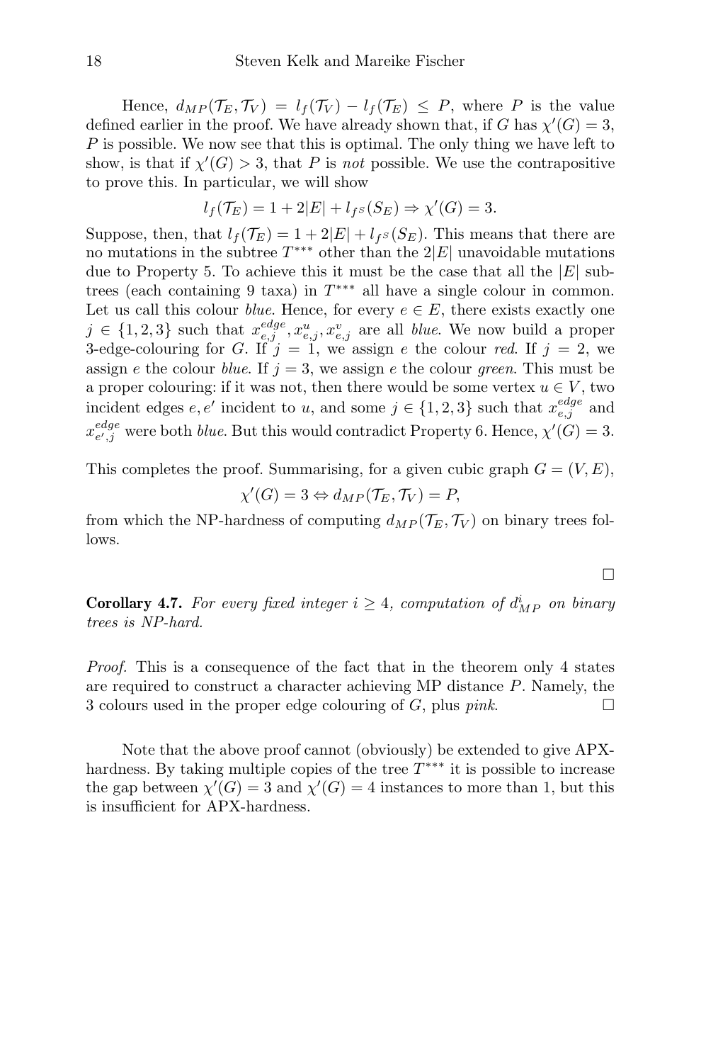Hence, $d_{MP}(\mathcal{T}_E, \mathcal{T}_V) = l_f(\mathcal{T}_V) - l_f(\mathcal{T}_E) \leq P$, where $P$ is the value defined earlier in the proof. We have already shown that, if $G$ has $\chi'(G) = 3$, $P$ is possible. We now see that this is optimal. The only thing we have left to show, is that if $\chi'(G) > 3$, that $P$ is *not* possible. We use the contrapositive to prove this. In particular, we will show

$$l_f(\mathcal{T}_E) = 1 + 2|E| + l_{f^S}(S_E) \Rightarrow \chi'(G) = 3.$$

Suppose, then, that $l_f(\mathcal{T}_E) = 1 + 2|E| + l_{f^S}(S_E)$. This means that there are no mutations in the subtree $T^{***}$ other than the $2|E|$ unavoidable mutations due to Property 5. To achieve this it must be the case that all the $|E|$ subtrees (each containing 9 taxa) in $T^{***}$ all have a single colour in common. Let us call this colour *blue*. Hence, for every $e \in E$, there exists exactly one $j \in \{1, 2, 3\}$ such that $x^{edge}_{e,j}, x^u_{e,j}, x^v_{e,j}$ are all *blue*. We now build a proper 3-edge-colouring for $G$. If $j = 1$, we assign $e$ the colour *red*. If $j = 2$, we assign $e$ the colour *blue*. If $j = 3$, we assign $e$ the colour *green*. This must be a proper colouring: if it was not, then there would be some vertex $u \in V$, two incident edges $e, e'$ incident to $u$, and some $j \in \{1, 2, 3\}$ such that $x^{edge}_{e,j}$ and $x^{edge}_{e',j}$ were both *blue*. But this would contradict Property 6. Hence, $\chi'(G) = 3$.

This completes the proof. Summarising, for a given cubic graph $G = (V, E)$,

$$\chi'(G) = 3 \Leftrightarrow d_{MP}(\mathcal{T}_E, \mathcal{T}_V) = P,$$

from which the NP-hardness of computing $d_{MP}(\mathcal{T}_E, \mathcal{T}_V)$ on binary trees follows.

□

**Corollary 4.7.** *For every fixed integer $i \geq 4$, computation of $d^i_{MP}$ on binary trees is NP-hard.*

*Proof.* This is a consequence of the fact that in the theorem only 4 states are required to construct a character achieving MP distance $P$. Namely, the 3 colours used in the proper edge colouring of $G$, plus *pink*. □

Note that the above proof cannot (obviously) be extended to give APX-hardness. By taking multiple copies of the tree $T^{***}$ it is possible to increase the gap between $\chi'(G) = 3$ and $\chi'(G) = 4$ instances to more than 1, but this is insufficient for APX-hardness.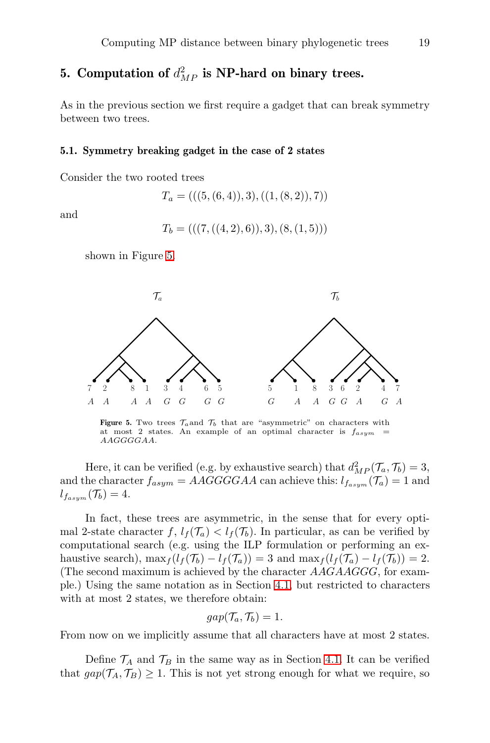## 5. Computation of $d^2_{MP}$ is NP-hard on binary trees.

As in the previous section we first require a gadget that can break symmetry between two trees.

### 5.1. Symmetry breaking gadget in the case of 2 states

Consider the two rooted trees

$$T_a = (((5,(6,4)),3),((1,(8,2)),7))$$

and

$$T_b = (((7,((4,2),6)),3),(8,(1,5)))$$

shown in Figure 5.

**Figure 5.** Two trees $\mathcal{T}_a$ and $\mathcal{T}_b$ that are "asymmetric" on characters with at most 2 states. An example of an optimal character is $f_{asym} = AAGGGGAA$.

Here, it can be verified (e.g. by exhaustive search) that $d^2_{MP}(\mathcal{T}_a, \mathcal{T}_b) = 3$, and the character $f_{asym} = AAGGGGAA$ can achieve this: $l_{f_{asym}}(\mathcal{T}_a) = 1$ and $l_{f_{asym}}(\mathcal{T}_b) = 4$.

In fact, these trees are asymmetric, in the sense that for every optimal 2-state character $f$, $l_f(\mathcal{T}_a) < l_f(\mathcal{T}_b)$. In particular, as can be verified by computational search (e.g. using the ILP formulation or performing an exhaustive search), $\max_f(l_f(\mathcal{T}_b) - l_f(\mathcal{T}_a)) = 3$ and $\max_f(l_f(\mathcal{T}_a) - l_f(\mathcal{T}_b)) = 2$. (The second maximum is achieved by the character $AAGAAGGG$, for example.) Using the same notation as in Section 4.1, but restricted to characters with at most 2 states, we therefore obtain:

$$gap(\mathcal{T}_a, \mathcal{T}_b) = 1.$$

From now on we implicitly assume that all characters have at most 2 states.

Define $\mathcal{T}_A$ and $\mathcal{T}_B$ in the same way as in Section 4.1. It can be verified that $gap(\mathcal{T}_A, \mathcal{T}_B) \geq 1$. This is not yet strong enough for what we require, so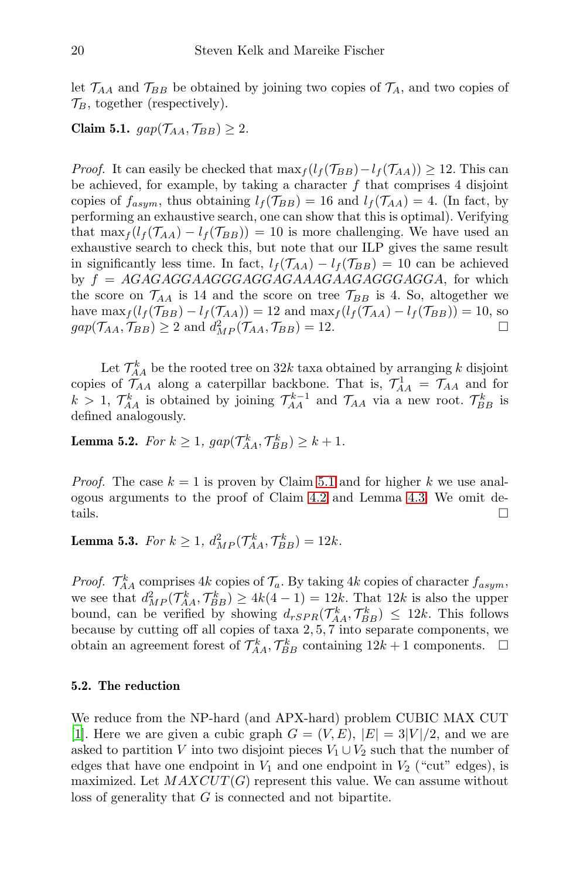let $\mathcal{T}_{AA}$ and $\mathcal{T}_{BB}$ be obtained by joining two copies of $\mathcal{T}_A$, and two copies of $\mathcal{T}_B$, together (respectively).

**Claim 5.1.** $gap(\mathcal{T}_{AA}, \mathcal{T}_{BB}) \geq 2$.

*Proof.* It can easily be checked that $\max_f(l_f(\mathcal{T}_{BB}) - l_f(\mathcal{T}_{AA})) \geq 12$. This can be achieved, for example, by taking a character $f$ that comprises 4 disjoint copies of $f_{asym}$, thus obtaining $l_f(\mathcal{T}_{BB}) = 16$ and $l_f(\mathcal{T}_{AA}) = 4$. (In fact, by performing an exhaustive search, one can show that this is optimal). Verifying that $\max_f(l_f(\mathcal{T}_{AA}) - l_f(\mathcal{T}_{BB})) = 10$ is more challenging. We have used an exhaustive search to check this, but note that our ILP gives the same result in significantly less time. In fact, $l_f(\mathcal{T}_{AA}) - l_f(\mathcal{T}_{BB}) = 10$ can be achieved by $f = AGAGAGGAAGGGAGGAGAAAGAAGAGGGAGGA$, for which the score on $\mathcal{T}_{AA}$ is 14 and the score on tree $\mathcal{T}_{BB}$ is 4. So, altogether we have $\max_f(l_f(\mathcal{T}_{BB}) - l_f(\mathcal{T}_{AA})) = 12$ and $\max_f(l_f(\mathcal{T}_{AA}) - l_f(\mathcal{T}_{BB})) = 10$, so $gap(\mathcal{T}_{AA}, \mathcal{T}_{BB}) \geq 2$ and $d^2_{MP}(\mathcal{T}_{AA}, \mathcal{T}_{BB}) = 12$. □

Let $\mathcal{T}^k_{AA}$ be the rooted tree on $32k$ taxa obtained by arranging $k$ disjoint copies of $\mathcal{T}_{AA}$ along a caterpillar backbone. That is, $\mathcal{T}^1_{AA} = \mathcal{T}_{AA}$ and for $k > 1$, $\mathcal{T}^k_{AA}$ is obtained by joining $\mathcal{T}^{k-1}_{AA}$ and $\mathcal{T}_{AA}$ via a new root. $\mathcal{T}^k_{BB}$ is defined analogously.

**Lemma 5.2.** *For $k \geq 1$, $gap(\mathcal{T}^k_{AA}, \mathcal{T}^k_{BB}) \geq k + 1$.*

*Proof.* The case $k = 1$ is proven by Claim 5.1 and for higher $k$ we use analogous arguments to the proof of Claim 4.2 and Lemma 4.3. We omit details. □

**Lemma 5.3.** *For $k \geq 1$, $d^2_{MP}(\mathcal{T}^k_{AA}, \mathcal{T}^k_{BB}) = 12k$.*

*Proof.* $\mathcal{T}^k_{AA}$ comprises $4k$ copies of $\mathcal{T}_a$. By taking $4k$ copies of character $f_{asym}$, we see that $d^2_{MP}(\mathcal{T}^k_{AA}, \mathcal{T}^k_{BB}) \geq 4k(4-1) = 12k$. That $12k$ is also the upper bound, can be verified by showing $d_{rSPR}(\mathcal{T}^k_{AA}, \mathcal{T}^k_{BB}) \leq 12k$. This follows because by cutting off all copies of taxa $2, 5, 7$ into separate components, we obtain an agreement forest of $\mathcal{T}^k_{AA}, \mathcal{T}^k_{BB}$ containing $12k + 1$ components. □

### 5.2. The reduction

We reduce from the NP-hard (and APX-hard) problem CUBIC MAX CUT [1]. Here we are given a cubic graph $G = (V, E)$, $|E| = 3|V|/2$, and we are asked to partition $V$ into two disjoint pieces $V_1 \cup V_2$ such that the number of edges that have one endpoint in $V_1$ and one endpoint in $V_2$ ("cut" edges), is maximized. Let $MAXCUT(G)$ represent this value. We can assume without loss of generality that $G$ is connected and not bipartite.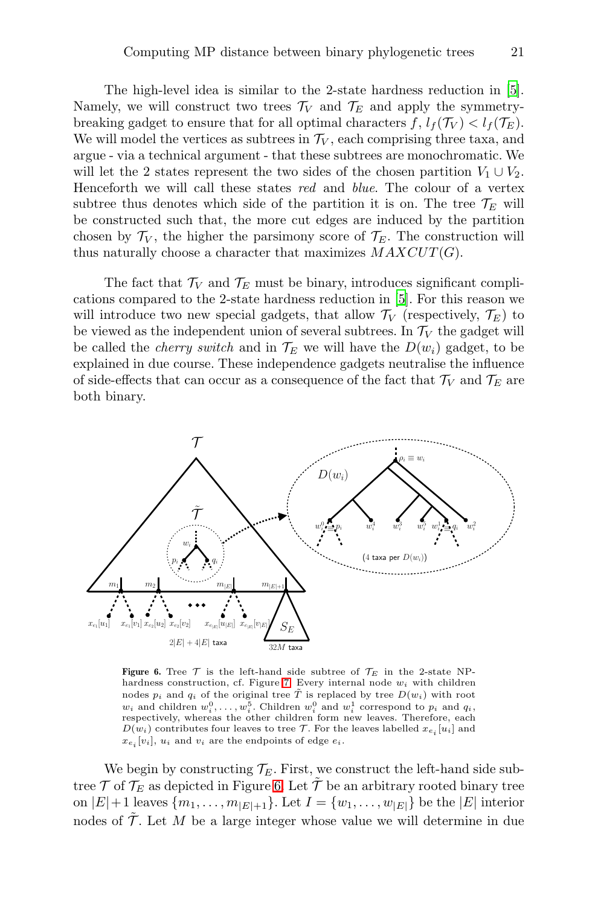The high-level idea is similar to the 2-state hardness reduction in [5]. Namely, we will construct two trees $\mathcal{T}_V$ and $\mathcal{T}_E$ and apply the symmetry-breaking gadget to ensure that for all optimal characters $f$, $l_f(\mathcal{T}_V) < l_f(\mathcal{T}_E)$. We will model the vertices as subtrees in $\mathcal{T}_V$, each comprising three taxa, and argue - via a technical argument - that these subtrees are monochromatic. We will let the 2 states represent the two sides of the chosen partition $V_1 \cup V_2$. Henceforth we will call these states *red* and *blue*. The colour of a vertex subtree thus denotes which side of the partition it is on. The tree $\mathcal{T}_E$ will be constructed such that, the more cut edges are induced by the partition chosen by $\mathcal{T}_V$, the higher the parsimony score of $\mathcal{T}_E$. The construction will thus naturally choose a character that maximizes $MAXCUT(G)$.

The fact that $\mathcal{T}_V$ and $\mathcal{T}_E$ must be binary, introduces significant complications compared to the 2-state hardness reduction in [5]. For this reason we will introduce two new special gadgets, that allow $\mathcal{T}_V$ (respectively, $\mathcal{T}_E$) to be viewed as the independent union of several subtrees. In $\mathcal{T}_V$ the gadget will be called the *cherry switch* and in $\mathcal{T}_E$ we will have the $D(w_i)$ gadget, to be explained in due course. These independence gadgets neutralise the influence of side-effects that can occur as a consequence of the fact that $\mathcal{T}_V$ and $\mathcal{T}_E$ are both binary.

**Figure 6.** Tree $\mathcal{T}$ is the left-hand side subtree of $\mathcal{T}_E$ in the 2-state NP-hardness construction, cf. Figure 7. Every internal node $w_i$ with children nodes $p_i$ and $q_i$ of the original tree $\tilde{T}$ is replaced by tree $D(w_i)$ with root $w_i$ and children $w_i^0, \ldots, w_i^5$. Children $w_i^0$ and $w_i^1$ correspond to $p_i$ and $q_i$, respectively, whereas the other children form new leaves. Therefore, each $D(w_i)$ contributes four leaves to tree $\mathcal{T}$. For the leaves labelled $x_{e_i}[u_i]$ and $x_{e_i}[v_i]$, $u_i$ and $v_i$ are the endpoints of edge $e_i$.

We begin by constructing $\mathcal{T}_E$. First, we construct the left-hand side subtree $\mathcal{T}$ of $\mathcal{T}_E$ as depicted in Figure 6. Let $\tilde{\mathcal{T}}$ be an arbitrary rooted binary tree on $|E|+1$ leaves $\{m_1, \ldots, m_{|E|+1}\}$. Let $I = \{w_1, \ldots, w_{|E|}\}$ be the $|E|$ interior nodes of $\tilde{\mathcal{T}}$. Let $M$ be a large integer whose value we will determine in due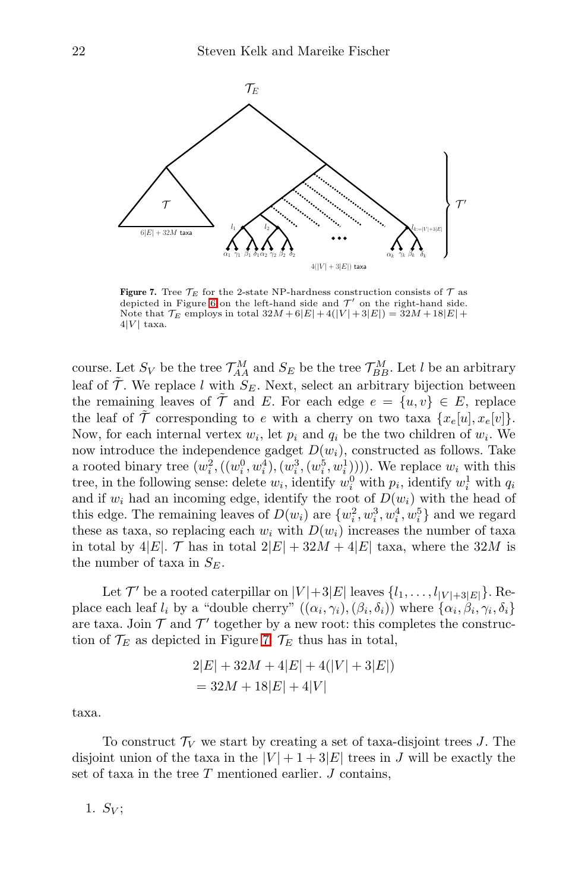**Figure 7.** Tree $\mathcal{T}_E$ for the 2-state NP-hardness construction consists of $\mathcal{T}$ as depicted in Figure 6 on the left-hand side and $\mathcal{T}'$ on the right-hand side. Note that $\mathcal{T}_E$ employs in total $32M + 6|E| + 4(|V| + 3|E|) = 32M + 18|E| + 4|V|$ taxa.

course. Let $S_V$ be the tree $\mathcal{T}^M_{AA}$ and $S_E$ be the tree $\mathcal{T}^M_{BB}$. Let $l$ be an arbitrary leaf of $\tilde{\mathcal{T}}$. We replace $l$ with $S_E$. Next, select an arbitrary bijection between the remaining leaves of $\tilde{\mathcal{T}}$ and $E$. For each edge $e = \{u, v\} \in E$, replace the leaf of $\tilde{\mathcal{T}}$ corresponding to $e$ with a cherry on two taxa $\{x_e[u], x_e[v]\}$. Now, for each internal vertex $w_i$, let $p_i$ and $q_i$ be the two children of $w_i$. We now introduce the independence gadget $D(w_i)$, constructed as follows. Take a rooted binary tree $(w_i^2, ((w_i^0, w_i^4), (w_i^3, (w_i^5, w_i^1))))$. We replace $w_i$ with this tree, in the following sense: delete $w_i$, identify $w_i^0$ with $p_i$, identify $w_i^1$ with $q_i$ and if $w_i$ had an incoming edge, identify the root of $D(w_i)$ with the head of this edge. The remaining leaves of $D(w_i)$ are $\{w_i^2, w_i^3, w_i^4, w_i^5\}$ and we regard these as taxa, so replacing each $w_i$ with $D(w_i)$ increases the number of taxa in total by $4|E|$. $\mathcal{T}$ has in total $2|E| + 32M + 4|E|$ taxa, where the $32M$ is the number of taxa in $S_E$.

Let $\mathcal{T}'$ be a rooted caterpillar on $|V|+3|E|$ leaves $\{l_1, \ldots, l_{|V|+3|E|}\}$. Replace each leaf $l_i$ by a "double cherry" $((\alpha_i, \gamma_i), (\beta_i, \delta_i))$ where $\{\alpha_i, \beta_i, \gamma_i, \delta_i\}$ are taxa. Join $\mathcal{T}$ and $\mathcal{T}'$ together by a new root: this completes the construction of $\mathcal{T}_E$ as depicted in Figure 7. $\mathcal{T}_E$ thus has in total,

$$
\begin{aligned}
&2|E| + 32M + 4|E| + 4(|V| + 3|E|) \\
&= 32M + 18|E| + 4|V|
\end{aligned}
$$

taxa.

To construct $\mathcal{T}_V$ we start by creating a set of taxa-disjoint trees $J$. The disjoint union of the taxa in the $|V| + 1 + 3|E|$ trees in $J$ will be exactly the set of taxa in the tree $T$ mentioned earlier. $J$ contains,

1. $S_V$;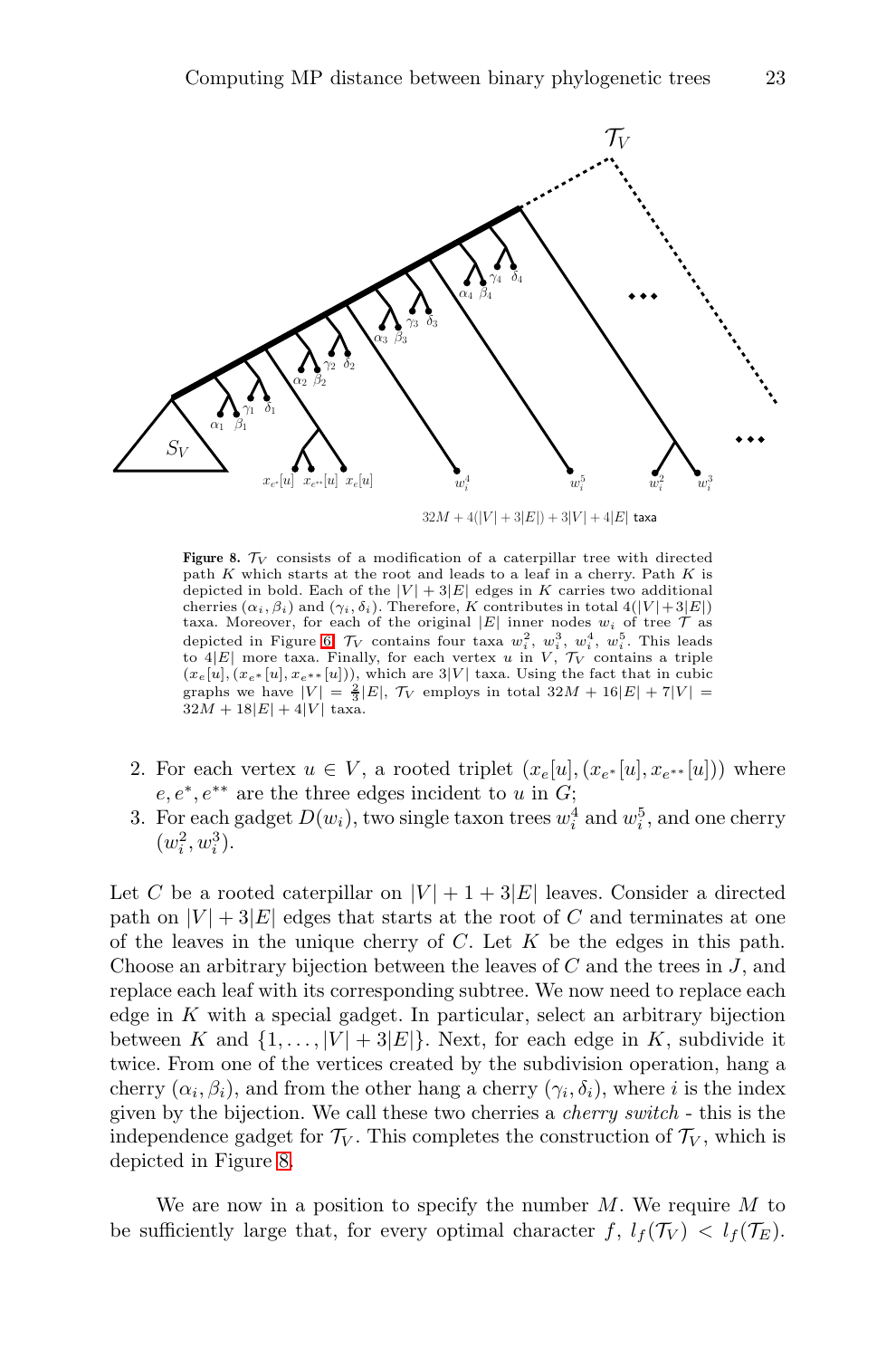**Figure 8.** $\mathcal{T}_V$ consists of a modification of a caterpillar tree with directed path $K$ which starts at the root and leads to a leaf in a cherry. Path $K$ is depicted in bold. Each of the $|V|+3|E|$ edges in $K$ carries two additional cherries $(\alpha_i, \beta_i)$ and $(\gamma_i, \delta_i)$. Therefore, $K$ contributes in total $4(|V|+3|E|)$ taxa. Moreover, for each of the original $|E|$ inner nodes $w_i$ of tree $\mathcal{T}$ as depicted in Figure 6, $\mathcal{T}_V$ contains four taxa $w_i^2$, $w_i^3$, $w_i^4$, $w_i^5$. This leads to $4|E|$ more taxa. Finally, for each vertex $u$ in $V$, $\mathcal{T}_V$ contains a triple $(x_e[u], (x_{e^*}[u], x_{e^{**}}[u]))$, which are $3|V|$ taxa. Using the fact that in cubic graphs we have $|V| = \frac{2}{3}|E|$, $\mathcal{T}_V$ employs in total $32M + 16|E| + 7|V| = 32M + 18|E| + 4|V|$ taxa.

2. For each vertex $u \in V$, a rooted triplet $(x_e[u], (x_{e^*}[u], x_{e^{**}}[u]))$ where $e, e^*, e^{**}$ are the three edges incident to $u$ in $G$;
3. For each gadget $D(w_i)$, two single taxon trees $w_i^4$ and $w_i^5$, and one cherry $(w_i^2, w_i^3)$.

Let $C$ be a rooted caterpillar on $|V| + 1 + 3|E|$ leaves. Consider a directed path on $|V| + 3|E|$ edges that starts at the root of $C$ and terminates at one of the leaves in the unique cherry of $C$. Let $K$ be the edges in this path. Choose an arbitrary bijection between the leaves of $C$ and the trees in $J$, and replace each leaf with its corresponding subtree. We now need to replace each edge in $K$ with a special gadget. In particular, select an arbitrary bijection between $K$ and $\{1, \ldots, |V| + 3|E|\}$. Next, for each edge in $K$, subdivide it twice. From one of the vertices created by the subdivision operation, hang a cherry $(\alpha_i, \beta_i)$, and from the other hang a cherry $(\gamma_i, \delta_i)$, where $i$ is the index given by the bijection. We call these two cherries a *cherry switch* - this is the independence gadget for $\mathcal{T}_V$. This completes the construction of $\mathcal{T}_V$, which is depicted in Figure 8.

We are now in a position to specify the number $M$. We require $M$ to be sufficiently large that, for every optimal character $f$, $l_f(\mathcal{T}_V) < l_f(\mathcal{T}_E)$.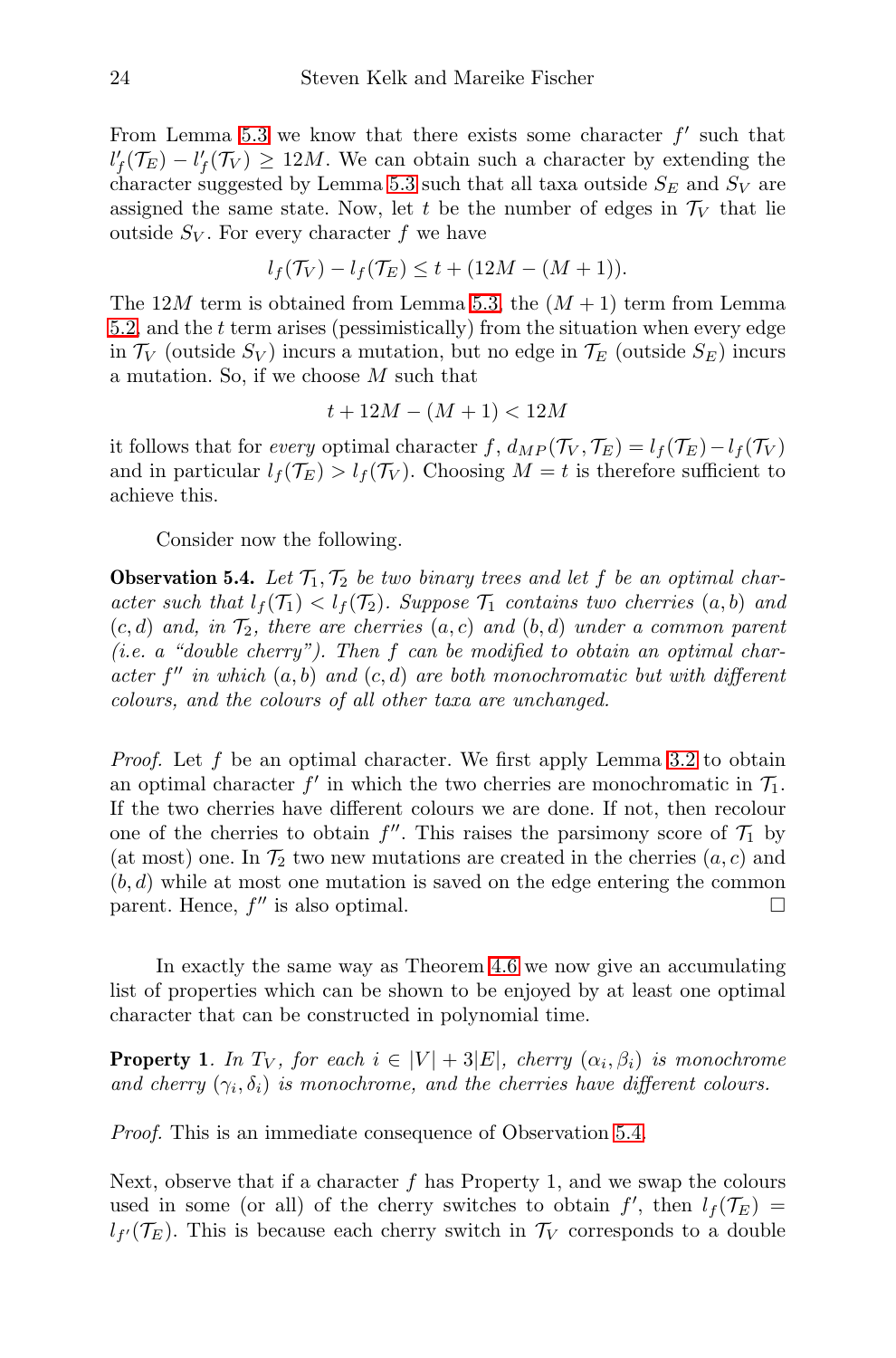From Lemma 5.3 we know that there exists some character $f'$ such that $l'_f(\mathcal{T}_E) - l'_f(\mathcal{T}_V) \geq 12M$. We can obtain such a character by extending the character suggested by Lemma 5.3 such that all taxa outside $S_E$ and $S_V$ are assigned the same state. Now, let $t$ be the number of edges in $\mathcal{T}_V$ that lie outside $S_V$. For every character $f$ we have

$$l_f(\mathcal{T}_V) - l_f(\mathcal{T}_E) \leq t + (12M - (M+1)).$$

The $12M$ term is obtained from Lemma 5.3, the $(M+1)$ term from Lemma 5.2, and the $t$ term arises (pessimistically) from the situation when every edge in $\mathcal{T}_V$ (outside $S_V$) incurs a mutation, but no edge in $\mathcal{T}_E$ (outside $S_E$) incurs a mutation. So, if we choose $M$ such that

$$t + 12M - (M+1) < 12M$$

it follows that for *every* optimal character $f$, $d_{MP}(\mathcal{T}_V, \mathcal{T}_E) = l_f(\mathcal{T}_E) - l_f(\mathcal{T}_V)$ and in particular $l_f(\mathcal{T}_E) > l_f(\mathcal{T}_V)$. Choosing $M = t$ is therefore sufficient to achieve this.

Consider now the following.

**Observation 5.4.** *Let $\mathcal{T}_1, \mathcal{T}_2$ be two binary trees and let $f$ be an optimal character such that $l_f(\mathcal{T}_1) < l_f(\mathcal{T}_2)$. Suppose $\mathcal{T}_1$ contains two cherries $(a,b)$ and $(c,d)$ and, in $\mathcal{T}_2$, there are cherries $(a,c)$ and $(b,d)$ under a common parent (i.e. a "double cherry"). Then $f$ can be modified to obtain an optimal character $f''$ in which $(a,b)$ and $(c,d)$ are both monochromatic but with different colours, and the colours of all other taxa are unchanged.*

*Proof.* Let $f$ be an optimal character. We first apply Lemma 3.2 to obtain an optimal character $f'$ in which the two cherries are monochromatic in $\mathcal{T}_1$. If the two cherries have different colours we are done. If not, then recolour one of the cherries to obtain $f''$. This raises the parsimony score of $\mathcal{T}_1$ by (at most) one. In $\mathcal{T}_2$ two new mutations are created in the cherries $(a,c)$ and $(b,d)$ while at most one mutation is saved on the edge entering the common parent. Hence, $f''$ is also optimal. □

In exactly the same way as Theorem 4.6 we now give an accumulating list of properties which can be shown to be enjoyed by at least one optimal character that can be constructed in polynomial time.

**Property 1**. *In $T_V$, for each $i \in |V| + 3|E|$, cherry $(\alpha_i, \beta_i)$ is monochrome and cherry $(\gamma_i, \delta_i)$ is monochrome, and the cherries have different colours.*

*Proof.* This is an immediate consequence of Observation 5.4.

Next, observe that if a character $f$ has Property 1, and we swap the colours used in some (or all) of the cherry switches to obtain $f'$, then $l_f(\mathcal{T}_E) = l_{f'}(\mathcal{T}_E)$. This is because each cherry switch in $\mathcal{T}_V$ corresponds to a double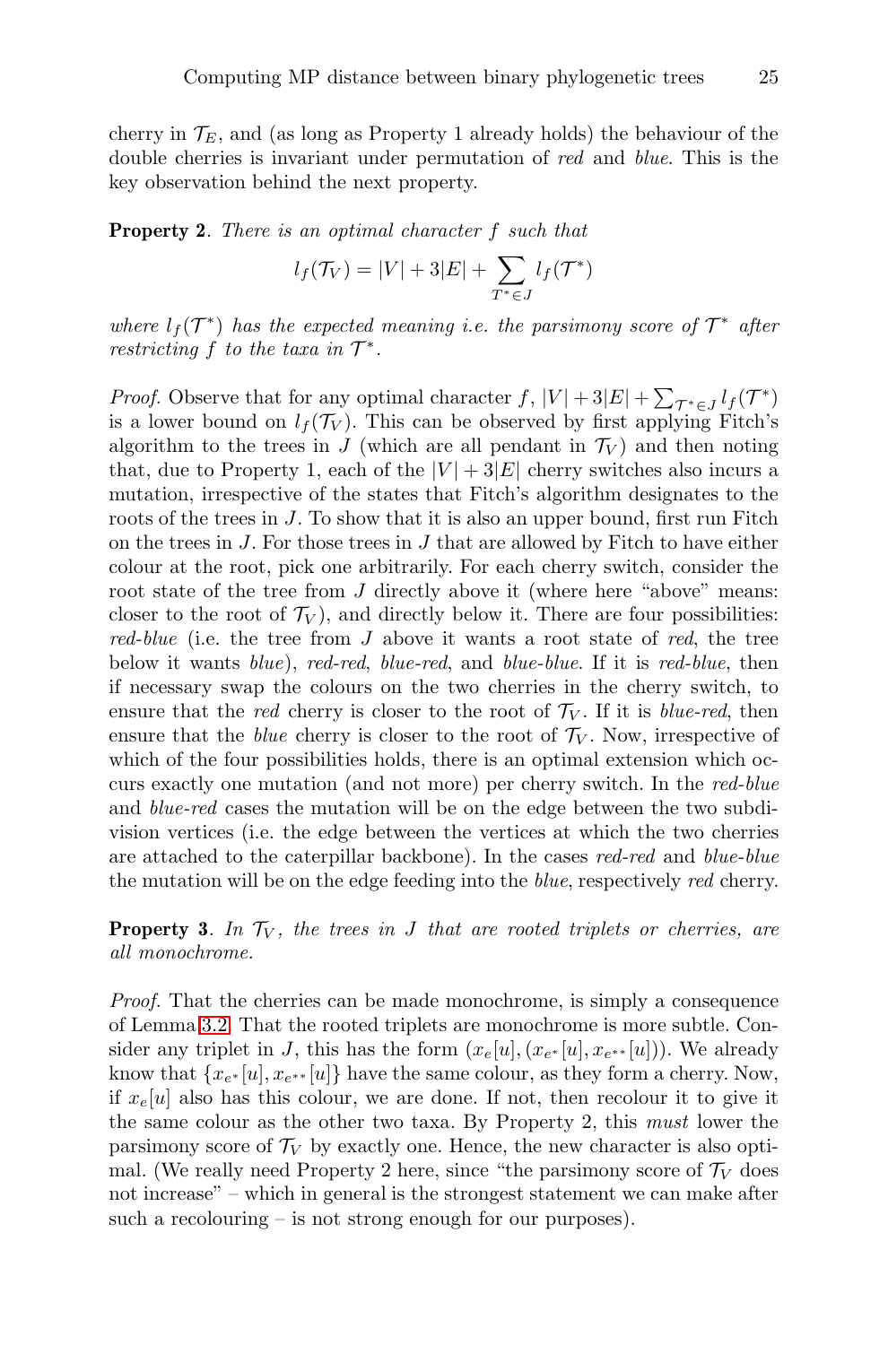cherry in $\mathcal{T}_E$, and (as long as Property 1 already holds) the behaviour of the double cherries is invariant under permutation of *red* and *blue*. This is the key observation behind the next property.

**Property 2**. *There is an optimal character $f$ such that*

$$l_f(\mathcal{T}_V) = |V| + 3|E| + \sum_{T^* \in J} l_f(\mathcal{T}^*)$$

*where $l_f(\mathcal{T}^*)$ has the expected meaning i.e. the parsimony score of $\mathcal{T}^*$ after restricting $f$ to the taxa in $\mathcal{T}^*$.*

*Proof.* Observe that for any optimal character $f$, $|V| + 3|E| + \sum_{\mathcal{T}^* \in J} l_f(\mathcal{T}^*)$ is a lower bound on $l_f(\mathcal{T}_V)$. This can be observed by first applying Fitch's algorithm to the trees in $J$ (which are all pendant in $\mathcal{T}_V$) and then noting that, due to Property 1, each of the $|V| + 3|E|$ cherry switches also incurs a mutation, irrespective of the states that Fitch's algorithm designates to the roots of the trees in $J$. To show that it is also an upper bound, first run Fitch on the trees in $J$. For those trees in $J$ that are allowed by Fitch to have either colour at the root, pick one arbitrarily. For each cherry switch, consider the root state of the tree from $J$ directly above it (where here "above" means: closer to the root of $\mathcal{T}_V$), and directly below it. There are four possibilities: *red-blue* (i.e. the tree from $J$ above it wants a root state of *red*, the tree below it wants *blue*), *red-red*, *blue-red*, and *blue-blue*. If it is *red-blue*, then if necessary swap the colours on the two cherries in the cherry switch, to ensure that the *red* cherry is closer to the root of $\mathcal{T}_V$. If it is *blue-red*, then ensure that the *blue* cherry is closer to the root of $\mathcal{T}_V$. Now, irrespective of which of the four possibilities holds, there is an optimal extension which occurs exactly one mutation (and not more) per cherry switch. In the *red-blue* and *blue-red* cases the mutation will be on the edge between the two subdivision vertices (i.e. the edge between the vertices at which the two cherries are attached to the caterpillar backbone). In the cases *red-red* and *blue-blue* the mutation will be on the edge feeding into the *blue*, respectively *red* cherry.

**Property 3**. *In $\mathcal{T}_V$, the trees in $J$ that are rooted triplets or cherries, are all monochrome.*

*Proof.* That the cherries can be made monochrome, is simply a consequence of Lemma 3.2. That the rooted triplets are monochrome is more subtle. Consider any triplet in $J$, this has the form $(x_e[u], (x_{e^*}[u], x_{e^{**}}[u]))$. We already know that $\{x_{e^*}[u], x_{e^{**}}[u]\}$ have the same colour, as they form a cherry. Now, if $x_e[u]$ also has this colour, we are done. If not, then recolour it to give it the same colour as the other two taxa. By Property 2, this *must* lower the parsimony score of $\mathcal{T}_V$ by exactly one. Hence, the new character is also optimal. (We really need Property 2 here, since "the parsimony score of $\mathcal{T}_V$ does not increase" – which in general is the strongest statement we can make after such a recolouring – is not strong enough for our purposes).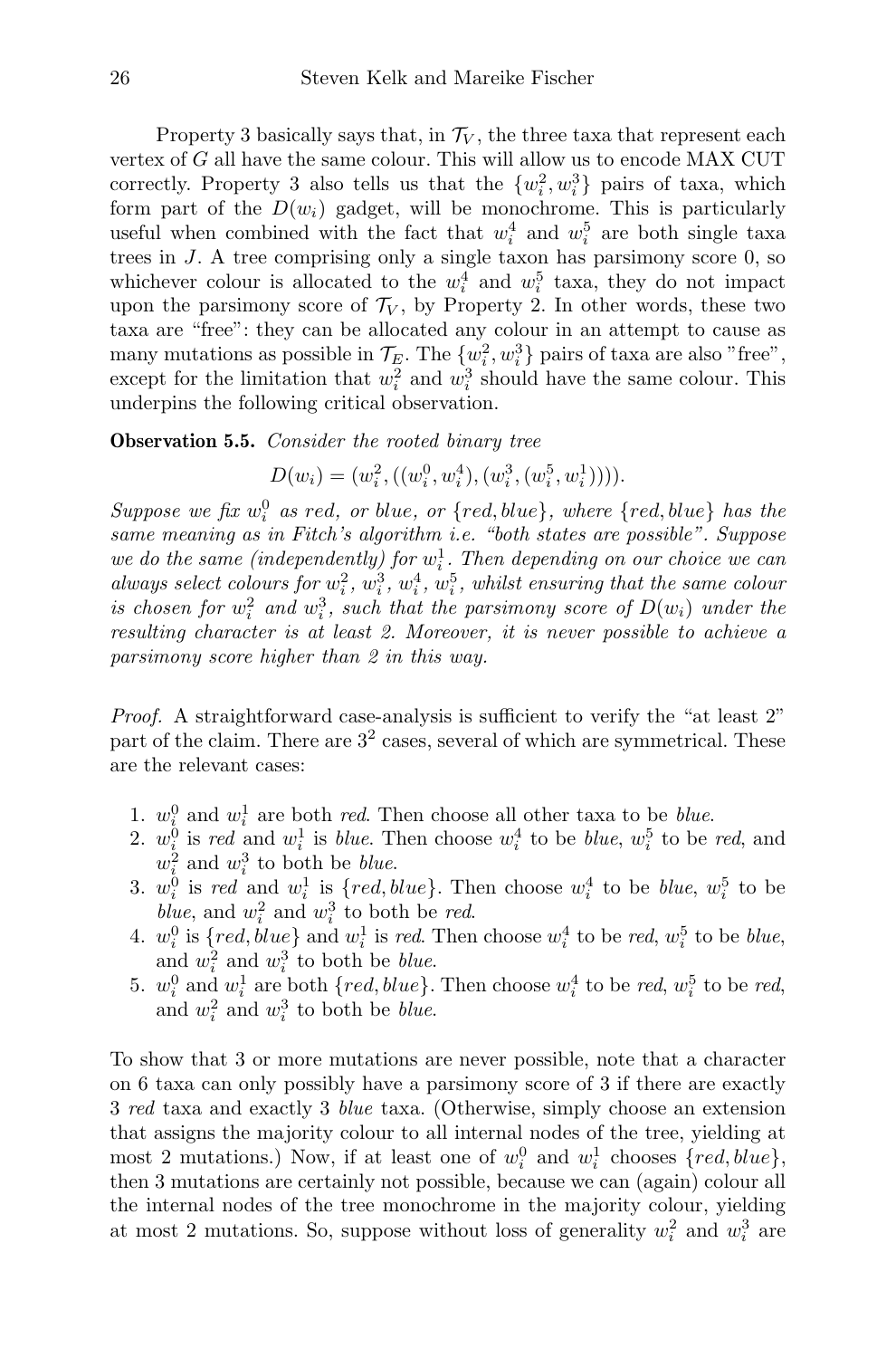Property 3 basically says that, in $\mathcal{T}_V$, the three taxa that represent each vertex of $G$ all have the same colour. This will allow us to encode MAX CUT correctly. Property 3 also tells us that the $\{w_i^2, w_i^3\}$ pairs of taxa, which form part of the $D(w_i)$ gadget, will be monochrome. This is particularly useful when combined with the fact that $w_i^4$ and $w_i^5$ are both single taxa trees in $J$. A tree comprising only a single taxon has parsimony score 0, so whichever colour is allocated to the $w_i^4$ and $w_i^5$ taxa, they do not impact upon the parsimony score of $\mathcal{T}_V$, by Property 2. In other words, these two taxa are "free": they can be allocated any colour in an attempt to cause as many mutations as possible in $\mathcal{T}_E$. The $\{w_i^2, w_i^3\}$ pairs of taxa are also "free", except for the limitation that $w_i^2$ and $w_i^3$ should have the same colour. This underpins the following critical observation.

**Observation 5.5.** *Consider the rooted binary tree*

$$D(w_i) = (w_i^2, ((w_i^0, w_i^4), (w_i^3, (w_i^5, w_i^1)))).$$

*Suppose we fix $w_i^0$ as red, or blue, or $\{red, blue\}$, where $\{red, blue\}$ has the same meaning as in Fitch's algorithm i.e. "both states are possible". Suppose we do the same (independently) for $w_i^1$. Then depending on our choice we can always select colours for $w_i^2$, $w_i^3$, $w_i^4$, $w_i^5$, whilst ensuring that the same colour is chosen for $w_i^2$ and $w_i^3$, such that the parsimony score of $D(w_i)$ under the resulting character is at least 2. Moreover, it is never possible to achieve a parsimony score higher than 2 in this way.*

*Proof.* A straightforward case-analysis is sufficient to verify the "at least 2" part of the claim. There are $3^2$ cases, several of which are symmetrical. These are the relevant cases:

1. $w_i^0$ and $w_i^1$ are both *red*. Then choose all other taxa to be *blue*.
2. $w_i^0$ is *red* and $w_i^1$ is *blue*. Then choose $w_i^4$ to be *blue*, $w_i^5$ to be *red*, and $w_i^2$ and $w_i^3$ to both be *blue*.
3. $w_i^0$ is *red* and $w_i^1$ is $\{red, blue\}$. Then choose $w_i^4$ to be *blue*, $w_i^5$ to be *blue*, and $w_i^2$ and $w_i^3$ to both be *red*.
4. $w_i^0$ is $\{red, blue\}$ and $w_i^1$ is *red*. Then choose $w_i^4$ to be *red*, $w_i^5$ to be *blue*, and $w_i^2$ and $w_i^3$ to both be *blue*.
5. $w_i^0$ and $w_i^1$ are both $\{red, blue\}$. Then choose $w_i^4$ to be *red*, $w_i^5$ to be *red*, and $w_i^2$ and $w_i^3$ to both be *blue*.

To show that 3 or more mutations are never possible, note that a character on 6 taxa can only possibly have a parsimony score of 3 if there are exactly 3 *red* taxa and exactly 3 *blue* taxa. (Otherwise, simply choose an extension that assigns the majority colour to all internal nodes of the tree, yielding at most 2 mutations.) Now, if at least one of $w_i^0$ and $w_i^1$ chooses $\{red, blue\}$, then 3 mutations are certainly not possible, because we can (again) colour all the internal nodes of the tree monochrome in the majority colour, yielding at most 2 mutations. So, suppose without loss of generality $w_i^2$ and $w_i^3$ are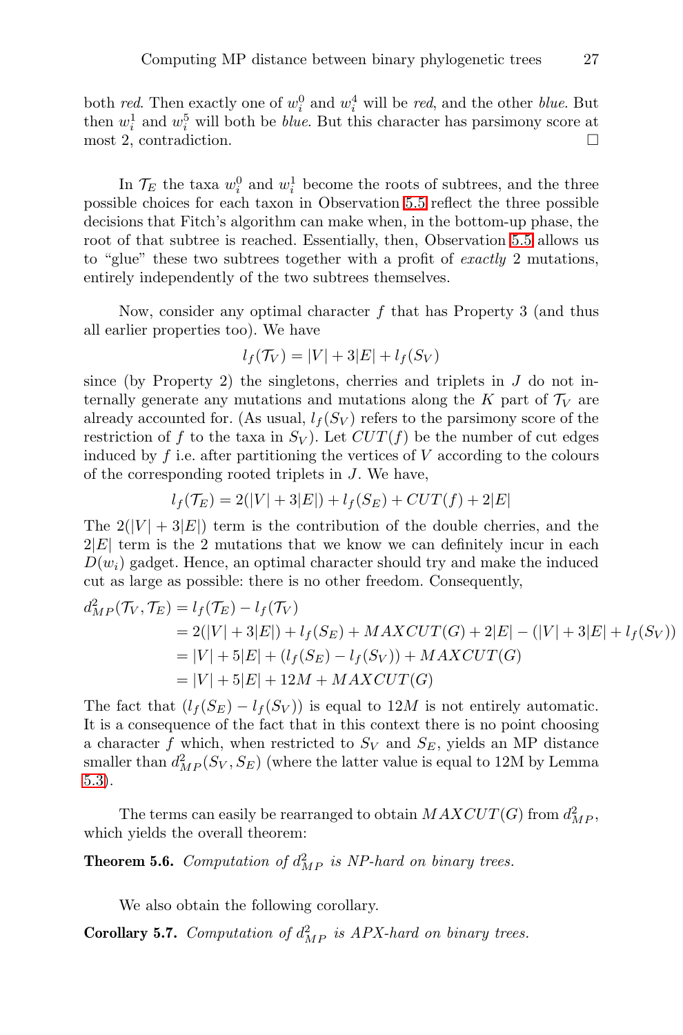both *red*. Then exactly one of $w_i^0$ and $w_i^4$ will be *red*, and the other *blue*. But then $w_i^1$ and $w_i^5$ will both be *blue*. But this character has parsimony score at most 2, contradiction. □

In $\mathcal{T}_E$ the taxa $w_i^0$ and $w_i^1$ become the roots of subtrees, and the three possible choices for each taxon in Observation 5.5 reflect the three possible decisions that Fitch's algorithm can make when, in the bottom-up phase, the root of that subtree is reached. Essentially, then, Observation 5.5 allows us to "glue" these two subtrees together with a profit of *exactly* 2 mutations, entirely independently of the two subtrees themselves.

Now, consider any optimal character $f$ that has Property 3 (and thus all earlier properties too). We have

$$l_f(\mathcal{T}_V) = |V| + 3|E| + l_f(S_V)$$

since (by Property 2) the singletons, cherries and triplets in $J$ do not internally generate any mutations and mutations along the $K$ part of $\mathcal{T}_V$ are already accounted for. (As usual, $l_f(S_V)$ refers to the parsimony score of the restriction of $f$ to the taxa in $S_V$). Let $CUT(f)$ be the number of cut edges induced by $f$ i.e. after partitioning the vertices of $V$ according to the colours of the corresponding rooted triplets in $J$. We have,

$$l_f(\mathcal{T}_E) = 2(|V| + 3|E|) + l_f(S_E) + CUT(f) + 2|E|$$

The $2(|V| + 3|E|)$ term is the contribution of the double cherries, and the $2|E|$ term is the 2 mutations that we know we can definitely incur in each $D(w_i)$ gadget. Hence, an optimal character should try and make the induced cut as large as possible: there is no other freedom. Consequently,

$$\begin{aligned}
d^2_{MP}(\mathcal{T}_V, \mathcal{T}_E) &= l_f(\mathcal{T}_E) - l_f(\mathcal{T}_V) \\
&= 2(|V| + 3|E|) + l_f(S_E) + MAXCUT(G) + 2|E| - (|V| + 3|E| + l_f(S_V)) \\
&= |V| + 5|E| + (l_f(S_E) - l_f(S_V)) + MAXCUT(G) \\
&= |V| + 5|E| + 12M + MAXCUT(G)
\end{aligned}$$

The fact that $(l_f(S_E) - l_f(S_V))$ is equal to $12M$ is not entirely automatic. It is a consequence of the fact that in this context there is no point choosing a character $f$ which, when restricted to $S_V$ and $S_E$, yields an MP distance smaller than $d^2_{MP}(S_V, S_E)$ (where the latter value is equal to 12M by Lemma 5.3).

The terms can easily be rearranged to obtain $MAXCUT(G)$ from $d^2_{MP}$, which yields the overall theorem:

**Theorem 5.6.** *Computation of* $d^2_{MP}$ *is NP-hard on binary trees.*

We also obtain the following corollary.

**Corollary 5.7.** *Computation of* $d^2_{MP}$ *is APX-hard on binary trees.*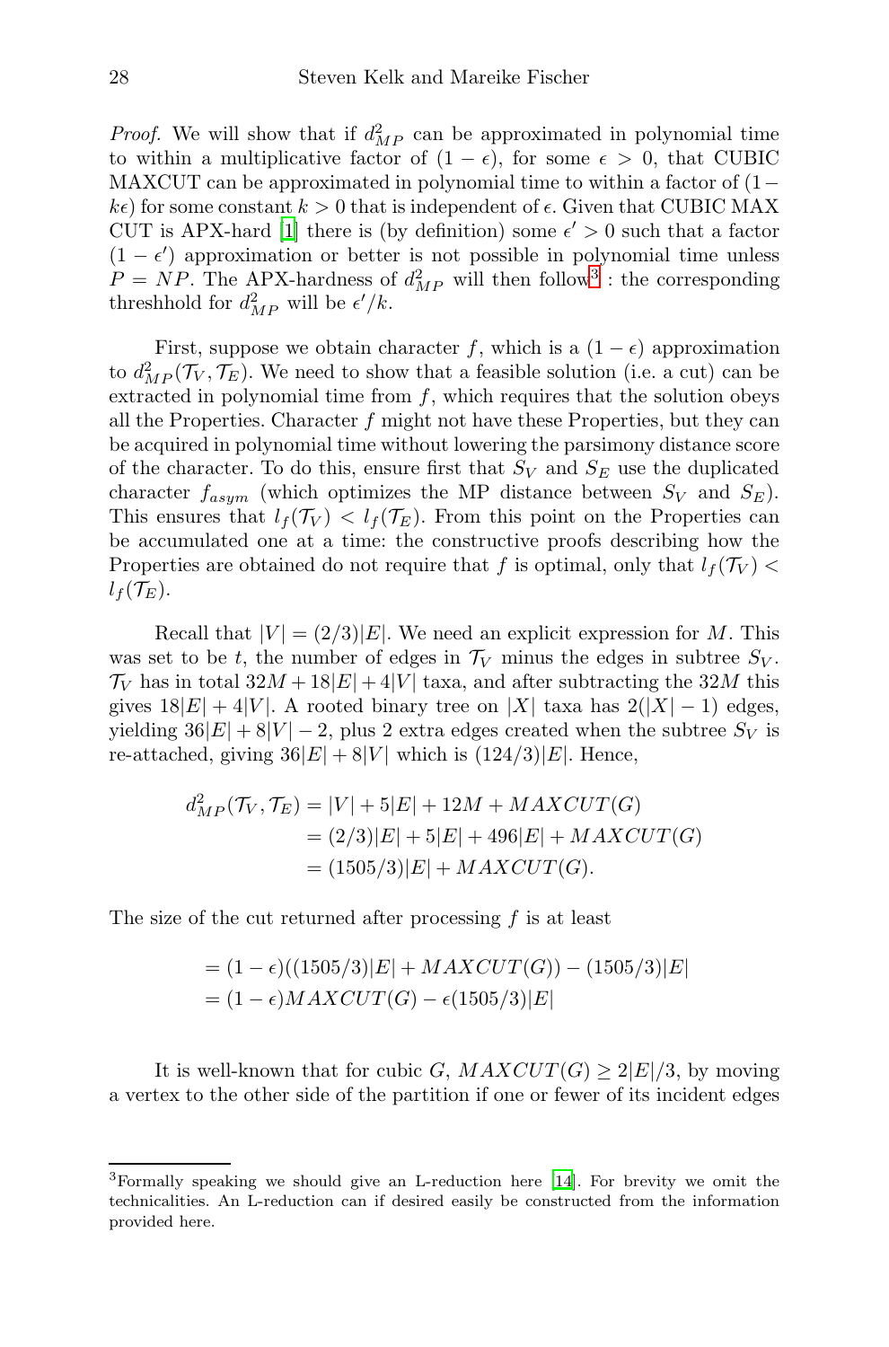*Proof.* We will show that if $d^2_{MP}$ can be approximated in polynomial time to within a multiplicative factor of $(1-\epsilon)$, for some $\epsilon > 0$, that CUBIC MAXCUT can be approximated in polynomial time to within a factor of $(1-k\epsilon)$ for some constant $k > 0$ that is independent of $\epsilon$. Given that CUBIC MAX CUT is APX-hard [1] there is (by definition) some $\epsilon' > 0$ such that a factor $(1-\epsilon')$ approximation or better is not possible in polynomial time unless $P = NP$. The APX-hardness of $d^2_{MP}$ will then follow[3] : the corresponding threshhold for $d^2_{MP}$ will be $\epsilon'/k$.

First, suppose we obtain character $f$, which is a $(1-\epsilon)$ approximation to $d^2_{MP}(\mathcal{T}_V, \mathcal{T}_E)$. We need to show that a feasible solution (i.e. a cut) can be extracted in polynomial time from $f$, which requires that the solution obeys all the Properties. Character $f$ might not have these Properties, but they can be acquired in polynomial time without lowering the parsimony distance score of the character. To do this, ensure first that $S_V$ and $S_E$ use the duplicated character $f_{asym}$ (which optimizes the MP distance between $S_V$ and $S_E$). This ensures that $l_f(\mathcal{T}_V) < l_f(\mathcal{T}_E)$. From this point on the Properties can be accumulated one at a time: the constructive proofs describing how the Properties are obtained do not require that $f$ is optimal, only that $l_f(\mathcal{T}_V) < l_f(\mathcal{T}_E)$.

Recall that $|V| = (2/3)|E|$. We need an explicit expression for $M$. This was set to be $t$, the number of edges in $\mathcal{T}_V$ minus the edges in subtree $S_V$. $\mathcal{T}_V$ has in total $32M + 18|E| + 4|V|$ taxa, and after subtracting the $32M$ this gives $18|E| + 4|V|$. A rooted binary tree on $|X|$ taxa has $2(|X|-1)$ edges, yielding $36|E| + 8|V| - 2$, plus 2 extra edges created when the subtree $S_V$ is re-attached, giving $36|E| + 8|V|$ which is $(124/3)|E|$. Hence,

$$
\begin{aligned}
d^2_{MP}(\mathcal{T}_V, \mathcal{T}_E) &= |V| + 5|E| + 12M + MAXCUT(G) \\
&= (2/3)|E| + 5|E| + 496|E| + MAXCUT(G) \\
&= (1505/3)|E| + MAXCUT(G).
\end{aligned}
$$

The size of the cut returned after processing $f$ is at least

$$
\begin{aligned}
&= (1-\epsilon)((1505/3)|E| + MAXCUT(G)) - (1505/3)|E| \\
&= (1-\epsilon)MAXCUT(G) - \epsilon(1505/3)|E|
\end{aligned}
$$

It is well-known that for cubic $G$, $MAXCUT(G) \geq 2|E|/3$, by moving a vertex to the other side of the partition if one or fewer of its incident edges

---

[3] Formally speaking we should give an L-reduction here [14]. For brevity we omit the technicalities. An L-reduction can if desired easily be constructed from the information provided here.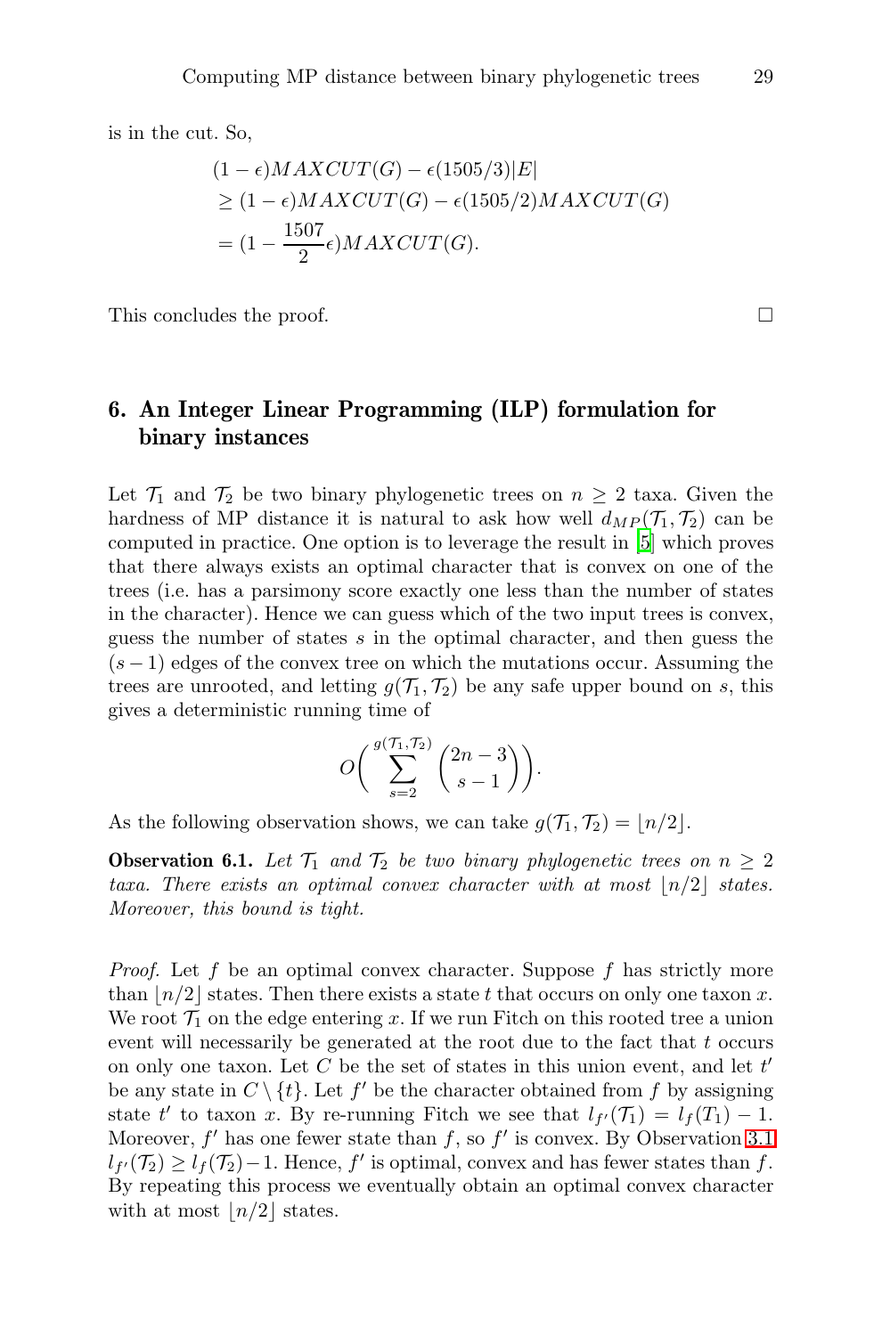is in the cut. So,

$$
\begin{aligned}
&(1-\epsilon)MAXCUT(G) - \epsilon(1505/3)|E| \\
&\geq (1-\epsilon)MAXCUT(G) - \epsilon(1505/2)MAXCUT(G) \\
&= (1 - \frac{1507}{2}\epsilon)MAXCUT(G).
\end{aligned}
$$

This concludes the proof. □

## 6. An Integer Linear Programming (ILP) formulation for binary instances

Let $\mathcal{T}_1$ and $\mathcal{T}_2$ be two binary phylogenetic trees on $n \geq 2$ taxa. Given the hardness of MP distance it is natural to ask how well $d_{MP}(\mathcal{T}_1, \mathcal{T}_2)$ can be computed in practice. One option is to leverage the result in [5] which proves that there always exists an optimal character that is convex on one of the trees (i.e. has a parsimony score exactly one less than the number of states in the character). Hence we can guess which of the two input trees is convex, guess the number of states $s$ in the optimal character, and then guess the $(s-1)$ edges of the convex tree on which the mutations occur. Assuming the trees are unrooted, and letting $g(\mathcal{T}_1, \mathcal{T}_2)$ be any safe upper bound on $s$, this gives a deterministic running time of

$$
O\Big( \sum_{s=2}^{g(\mathcal{T}_1,\mathcal{T}_2)} \binom{2n-3}{s-1} \Big).
$$

As the following observation shows, we can take $g(\mathcal{T}_1, \mathcal{T}_2) = \lfloor n/2 \rfloor$.

**Observation 6.1.** *Let $\mathcal{T}_1$ and $\mathcal{T}_2$ be two binary phylogenetic trees on $n \geq 2$ taxa. There exists an optimal convex character with at most $\lfloor n/2 \rfloor$ states. Moreover, this bound is tight.*

*Proof.* Let $f$ be an optimal convex character. Suppose $f$ has strictly more than $\lfloor n/2 \rfloor$ states. Then there exists a state $t$ that occurs on only one taxon $x$. We root $\mathcal{T}_1$ on the edge entering $x$. If we run Fitch on this rooted tree a union event will necessarily be generated at the root due to the fact that $t$ occurs on only one taxon. Let $C$ be the set of states in this union event, and let $t'$ be any state in $C \setminus \{t\}$. Let $f'$ be the character obtained from $f$ by assigning state $t'$ to taxon $x$. By re-running Fitch we see that $l_{f'}(\mathcal{T}_1) = l_f(T_1) - 1$. Moreover, $f'$ has one fewer state than $f$, so $f'$ is convex. By Observation 3.1 $l_{f'}(\mathcal{T}_2) \geq l_f(\mathcal{T}_2) - 1$. Hence, $f'$ is optimal, convex and has fewer states than $f$. By repeating this process we eventually obtain an optimal convex character with at most $\lfloor n/2 \rfloor$ states.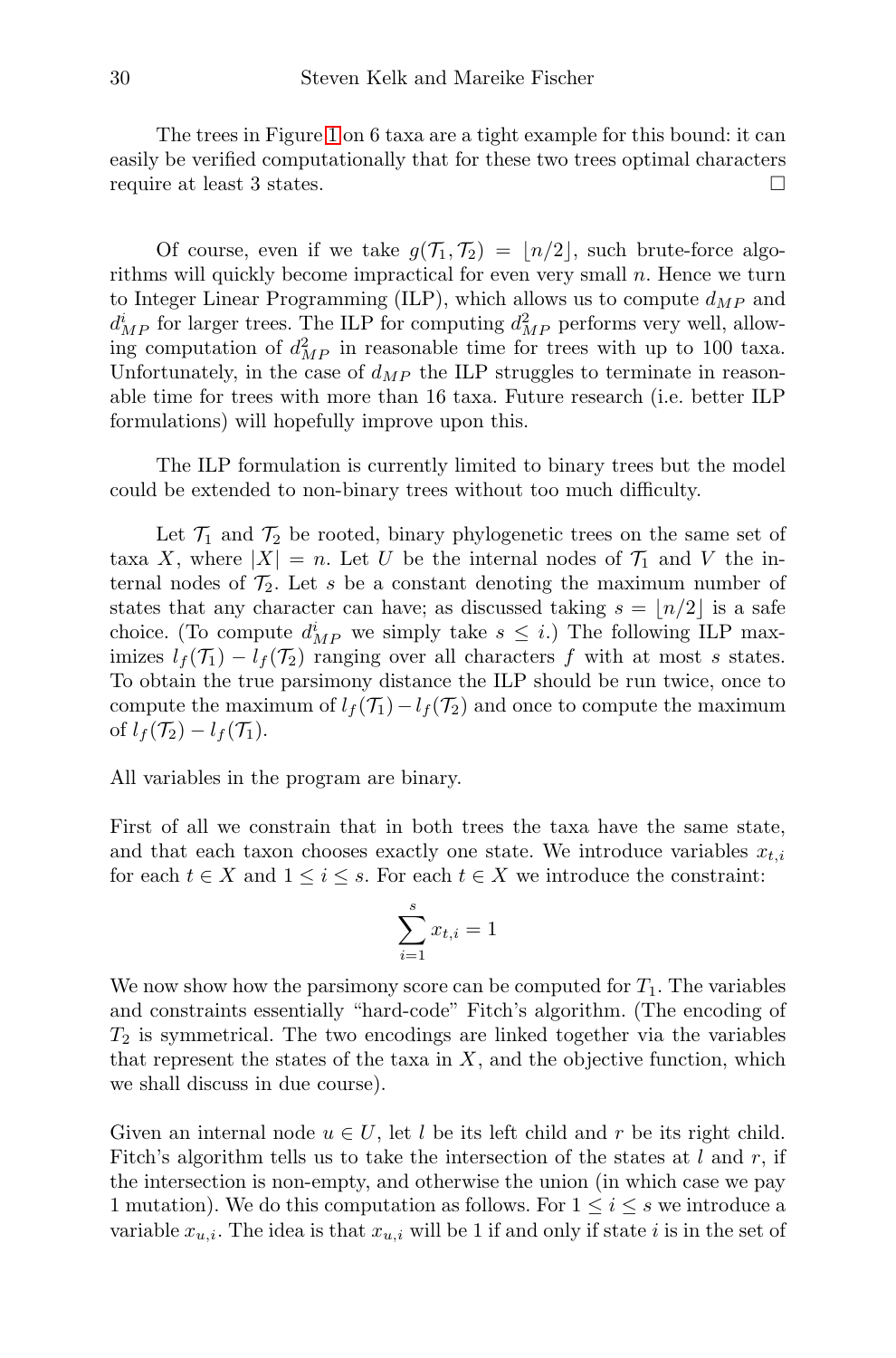The trees in Figure 1 on 6 taxa are a tight example for this bound: it can easily be verified computationally that for these two trees optimal characters require at least 3 states. □

Of course, even if we take $g(\mathcal{T}_1, \mathcal{T}_2) = \lfloor n/2 \rfloor$, such brute-force algorithms will quickly become impractical for even very small $n$. Hence we turn to Integer Linear Programming (ILP), which allows us to compute $d_{MP}$ and $d^i_{MP}$ for larger trees. The ILP for computing $d^2_{MP}$ performs very well, allowing computation of $d^2_{MP}$ in reasonable time for trees with up to 100 taxa. Unfortunately, in the case of $d_{MP}$ the ILP struggles to terminate in reasonable time for trees with more than 16 taxa. Future research (i.e. better ILP formulations) will hopefully improve upon this.

The ILP formulation is currently limited to binary trees but the model could be extended to non-binary trees without too much difficulty.

Let $\mathcal{T}_1$ and $\mathcal{T}_2$ be rooted, binary phylogenetic trees on the same set of taxa $X$, where $|X| = n$. Let $U$ be the internal nodes of $\mathcal{T}_1$ and $V$ the internal nodes of $\mathcal{T}_2$. Let $s$ be a constant denoting the maximum number of states that any character can have; as discussed taking $s = \lfloor n/2 \rfloor$ is a safe choice. (To compute $d^i_{MP}$ we simply take $s \leq i$.) The following ILP maximizes $l_f(\mathcal{T}_1) - l_f(\mathcal{T}_2)$ ranging over all characters $f$ with at most $s$ states. To obtain the true parsimony distance the ILP should be run twice, once to compute the maximum of $l_f(\mathcal{T}_1) - l_f(\mathcal{T}_2)$ and once to compute the maximum of $l_f(\mathcal{T}_2) - l_f(\mathcal{T}_1)$.

All variables in the program are binary.

First of all we constrain that in both trees the taxa have the same state, and that each taxon chooses exactly one state. We introduce variables $x_{t,i}$ for each $t \in X$ and $1 \leq i \leq s$. For each $t \in X$ we introduce the constraint:

$$\sum_{i=1}^{s} x_{t,i} = 1$$

We now show how the parsimony score can be computed for $T_1$. The variables and constraints essentially "hard-code" Fitch's algorithm. (The encoding of $T_2$ is symmetrical. The two encodings are linked together via the variables that represent the states of the taxa in $X$, and the objective function, which we shall discuss in due course).

Given an internal node $u \in U$, let $l$ be its left child and $r$ be its right child. Fitch's algorithm tells us to take the intersection of the states at $l$ and $r$, if the intersection is non-empty, and otherwise the union (in which case we pay 1 mutation). We do this computation as follows. For $1 \leq i \leq s$ we introduce a variable $x_{u,i}$. The idea is that $x_{u,i}$ will be 1 if and only if state $i$ is in the set of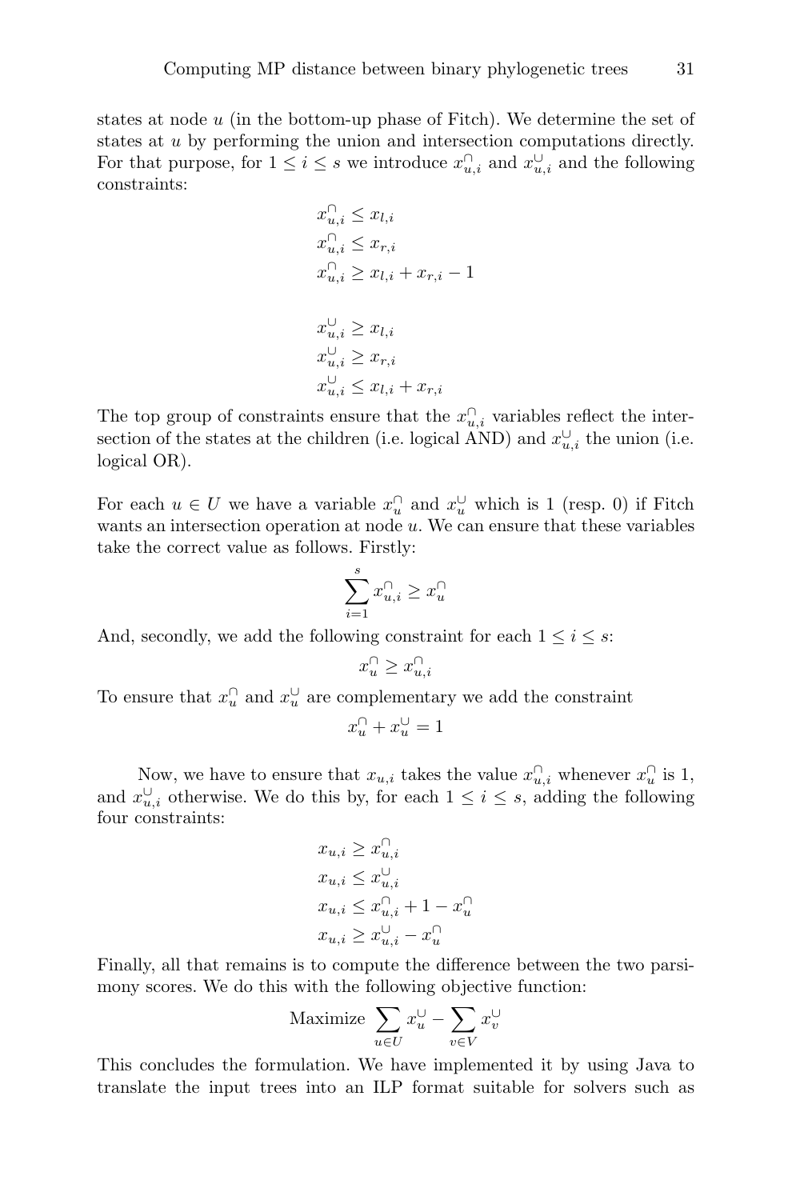states at node $u$ (in the bottom-up phase of Fitch). We determine the set of states at $u$ by performing the union and intersection computations directly. For that purpose, for $1 \leq i \leq s$ we introduce $x^{\cap}_{u,i}$ and $x^{\cup}_{u,i}$ and the following constraints:

$$
\begin{aligned}
&x^{\cap}_{u,i} \leq x_{l,i} \\
&x^{\cap}_{u,i} \leq x_{r,i} \\
&x^{\cap}_{u,i} \geq x_{l,i} + x_{r,i} - 1 \\
\\
&x^{\cup}_{u,i} \geq x_{l,i} \\
&x^{\cup}_{u,i} \geq x_{r,i} \\
&x^{\cup}_{u,i} \leq x_{l,i} + x_{r,i}
\end{aligned}
$$

The top group of constraints ensure that the $x^{\cap}_{u,i}$ variables reflect the intersection of the states at the children (i.e. logical AND) and $x^{\cup}_{u,i}$ the union (i.e. logical OR).

For each $u \in U$ we have a variable $x^{\cap}_{u}$ and $x^{\cup}_{u}$ which is 1 (resp. 0) if Fitch wants an intersection operation at node $u$. We can ensure that these variables take the correct value as follows. Firstly:

$$\sum_{i=1}^{s} x^{\cap}_{u,i} \geq x^{\cap}_{u}$$

And, secondly, we add the following constraint for each $1 \leq i \leq s$:

$$x^{\cap}_{u} \geq x^{\cap}_{u,i}$$

To ensure that $x^{\cap}_{u}$ and $x^{\cup}_{u}$ are complementary we add the constraint

$$x^{\cap}_{u} + x^{\cup}_{u} = 1$$

Now, we have to ensure that $x_{u,i}$ takes the value $x^{\cap}_{u,i}$ whenever $x^{\cap}_{u}$ is 1, and $x^{\cup}_{u,i}$ otherwise. We do this by, for each $1 \leq i \leq s$, adding the following four constraints:

$$
\begin{aligned}
&x_{u,i} \geq x^{\cap}_{u,i} \\
&x_{u,i} \leq x^{\cup}_{u,i} \\
&x_{u,i} \leq x^{\cap}_{u,i} + 1 - x^{\cap}_{u} \\
&x_{u,i} \geq x^{\cup}_{u,i} - x^{\cap}_{u}
\end{aligned}
$$

Finally, all that remains is to compute the difference between the two parsimony scores. We do this with the following objective function:

$$\text{Maximize } \sum_{u \in U} x^{\cup}_{u} - \sum_{v \in V} x^{\cup}_{v}$$

This concludes the formulation. We have implemented it by using Java to translate the input trees into an ILP format suitable for solvers such as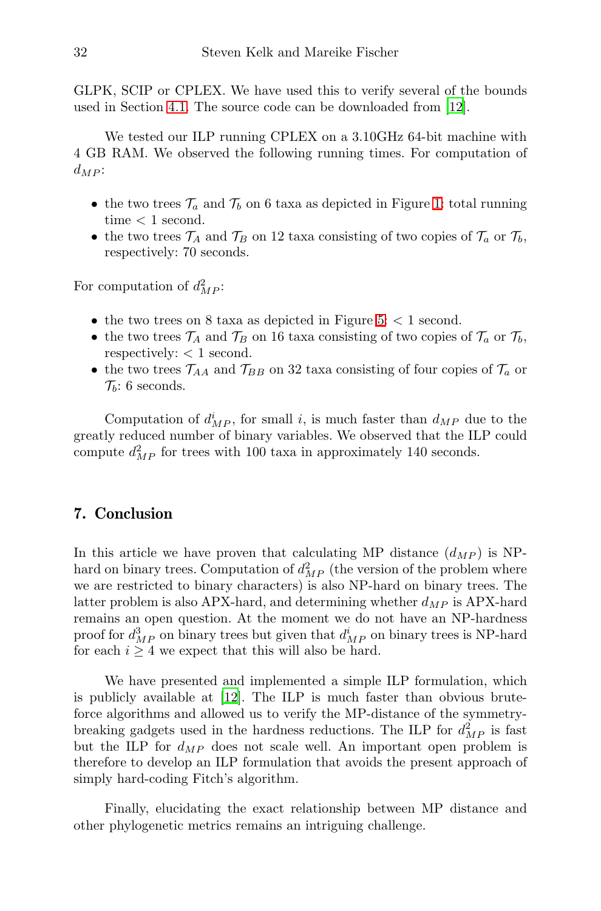GLPK, SCIP or CPLEX. We have used this to verify several of the bounds used in Section 4.1. The source code can be downloaded from [12].

We tested our ILP running CPLEX on a 3.10GHz 64-bit machine with 4 GB RAM. We observed the following running times. For computation of $d_{MP}$:

- the two trees $\mathcal{T}_a$ and $\mathcal{T}_b$ on 6 taxa as depicted in Figure 1: total running time < 1 second.
- the two trees $\mathcal{T}_A$ and $\mathcal{T}_B$ on 12 taxa consisting of two copies of $\mathcal{T}_a$ or $\mathcal{T}_b$, respectively: 70 seconds.

For computation of $d^2_{MP}$:

- the two trees on 8 taxa as depicted in Figure 5: < 1 second.
- the two trees $\mathcal{T}_A$ and $\mathcal{T}_B$ on 16 taxa consisting of two copies of $\mathcal{T}_a$ or $\mathcal{T}_b$, respectively: < 1 second.
- the two trees $\mathcal{T}_{AA}$ and $\mathcal{T}_{BB}$ on 32 taxa consisting of four copies of $\mathcal{T}_a$ or $\mathcal{T}_b$: 6 seconds.

Computation of $d^i_{MP}$, for small $i$, is much faster than $d_{MP}$ due to the greatly reduced number of binary variables. We observed that the ILP could compute $d^2_{MP}$ for trees with 100 taxa in approximately 140 seconds.

## 7. Conclusion

In this article we have proven that calculating MP distance ($d_{MP}$) is NP-hard on binary trees. Computation of $d^2_{MP}$ (the version of the problem where we are restricted to binary characters) is also NP-hard on binary trees. The latter problem is also APX-hard, and determining whether $d_{MP}$ is APX-hard remains an open question. At the moment we do not have an NP-hardness proof for $d^3_{MP}$ on binary trees but given that $d^i_{MP}$ on binary trees is NP-hard for each $i \geq 4$ we expect that this will also be hard.

We have presented and implemented a simple ILP formulation, which is publicly available at [12]. The ILP is much faster than obvious brute-force algorithms and allowed us to verify the MP-distance of the symmetry-breaking gadgets used in the hardness reductions. The ILP for $d^2_{MP}$ is fast but the ILP for $d_{MP}$ does not scale well. An important open problem is therefore to develop an ILP formulation that avoids the present approach of simply hard-coding Fitch's algorithm.

Finally, elucidating the exact relationship between MP distance and other phylogenetic metrics remains an intriguing challenge.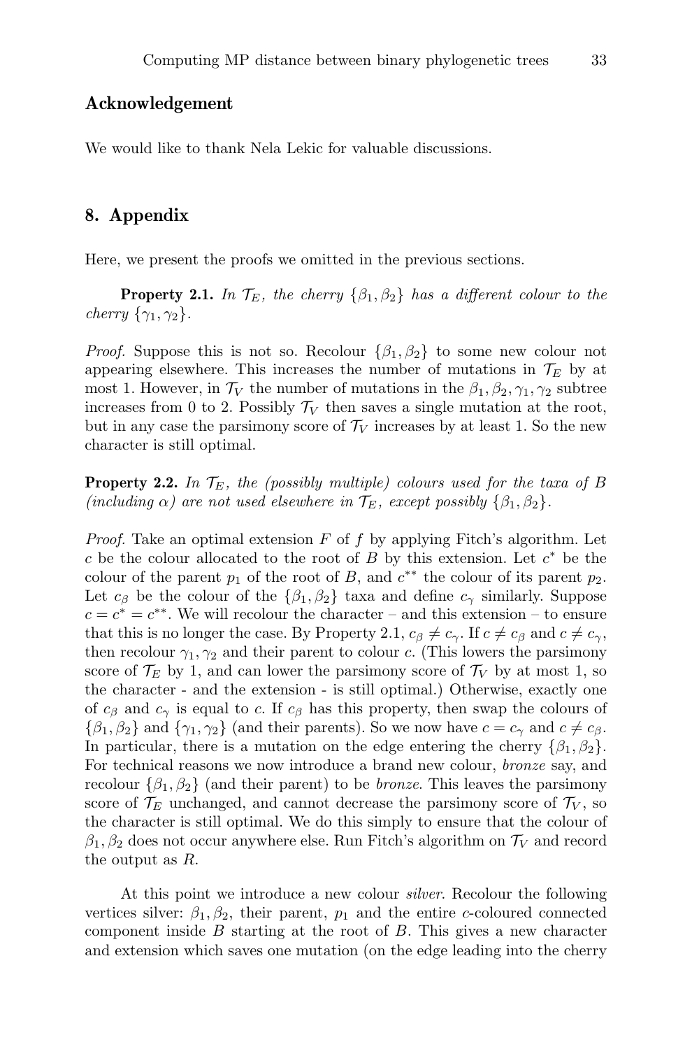## Acknowledgement

We would like to thank Nela Lekic for valuable discussions.

## 8. Appendix

Here, we present the proofs we omitted in the previous sections.

**Property 2.1.** *In $\mathcal{T}_E$, the cherry $\{\beta_1, \beta_2\}$ has a different colour to the cherry $\{\gamma_1, \gamma_2\}$.*

*Proof.* Suppose this is not so. Recolour $\{\beta_1, \beta_2\}$ to some new colour not appearing elsewhere. This increases the number of mutations in $\mathcal{T}_E$ by at most 1. However, in $\mathcal{T}_V$ the number of mutations in the $\beta_1, \beta_2, \gamma_1, \gamma_2$ subtree increases from 0 to 2. Possibly $\mathcal{T}_V$ then saves a single mutation at the root, but in any case the parsimony score of $\mathcal{T}_V$ increases by at least 1. So the new character is still optimal.

**Property 2.2.** *In $\mathcal{T}_E$, the (possibly multiple) colours used for the taxa of $B$ (including $\alpha$) are not used elsewhere in $\mathcal{T}_E$, except possibly $\{\beta_1, \beta_2\}$.*

*Proof.* Take an optimal extension $F$ of $f$ by applying Fitch's algorithm. Let $c$ be the colour allocated to the root of $B$ by this extension. Let $c^*$ be the colour of the parent $p_1$ of the root of $B$, and $c^{**}$ the colour of its parent $p_2$. Let $c_\beta$ be the colour of the $\{\beta_1, \beta_2\}$ taxa and define $c_\gamma$ similarly. Suppose $c = c^* = c^{**}$. We will recolour the character – and this extension – to ensure that this is no longer the case. By Property 2.1, $c_\beta \neq c_\gamma$. If $c \neq c_\beta$ and $c \neq c_\gamma$, then recolour $\gamma_1, \gamma_2$ and their parent to colour $c$. (This lowers the parsimony score of $\mathcal{T}_E$ by 1, and can lower the parsimony score of $\mathcal{T}_V$ by at most 1, so the character - and the extension - is still optimal.) Otherwise, exactly one of $c_\beta$ and $c_\gamma$ is equal to $c$. If $c_\beta$ has this property, then swap the colours of $\{\beta_1, \beta_2\}$ and $\{\gamma_1, \gamma_2\}$ (and their parents). So we now have $c = c_\gamma$ and $c \neq c_\beta$. In particular, there is a mutation on the edge entering the cherry $\{\beta_1, \beta_2\}$. For technical reasons we now introduce a brand new colour, *bronze* say, and recolour $\{\beta_1, \beta_2\}$ (and their parent) to be *bronze*. This leaves the parsimony score of $\mathcal{T}_E$ unchanged, and cannot decrease the parsimony score of $\mathcal{T}_V$, so the character is still optimal. We do this simply to ensure that the colour of $\beta_1, \beta_2$ does not occur anywhere else. Run Fitch's algorithm on $\mathcal{T}_V$ and record the output as $R$.

At this point we introduce a new colour *silver*. Recolour the following vertices silver: $\beta_1, \beta_2$, their parent, $p_1$ and the entire $c$-coloured connected component inside $B$ starting at the root of $B$. This gives a new character and extension which saves one mutation (on the edge leading into the cherry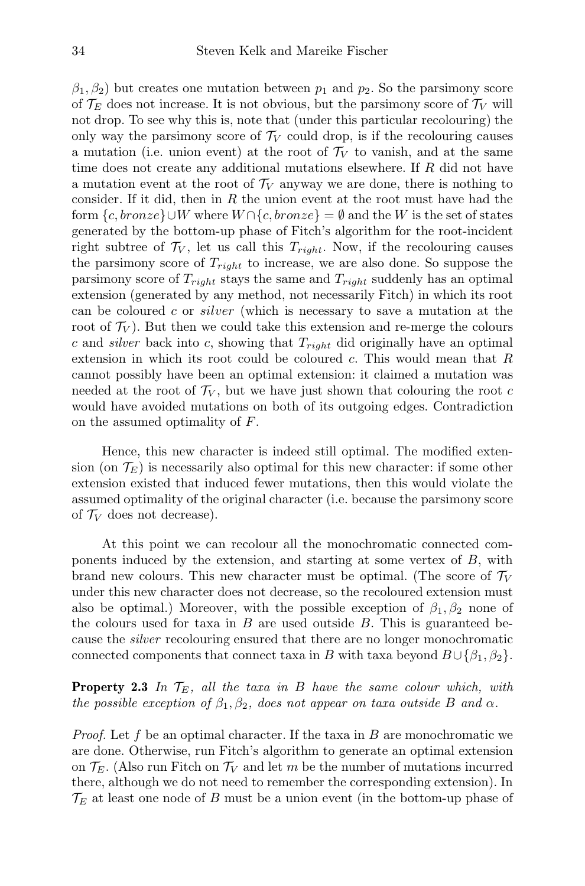$\beta_1, \beta_2$) but creates one mutation between $p_1$ and $p_2$. So the parsimony score of $\mathcal{T}_E$ does not increase. It is not obvious, but the parsimony score of $\mathcal{T}_V$ will not drop. To see why this is, note that (under this particular recolouring) the only way the parsimony score of $\mathcal{T}_V$ could drop, is if the recolouring causes a mutation (i.e. union event) at the root of $\mathcal{T}_V$ to vanish, and at the same time does not create any additional mutations elsewhere. If $R$ did not have a mutation event at the root of $\mathcal{T}_V$ anyway we are done, there is nothing to consider. If it did, then in $R$ the union event at the root must have had the form $\{c, bronze\} \cup W$ where $W \cap \{c, bronze\} = \emptyset$ and the $W$ is the set of states generated by the bottom-up phase of Fitch's algorithm for the root-incident right subtree of $\mathcal{T}_V$, let us call this $T_{right}$. Now, if the recolouring causes the parsimony score of $T_{right}$ to increase, we are also done. So suppose the parsimony score of $T_{right}$ stays the same and $T_{right}$ suddenly has an optimal extension (generated by any method, not necessarily Fitch) in which its root can be coloured $c$ or *silver* (which is necessary to save a mutation at the root of $\mathcal{T}_V$). But then we could take this extension and re-merge the colours $c$ and *silver* back into $c$, showing that $T_{right}$ did originally have an optimal extension in which its root could be coloured $c$. This would mean that $R$ cannot possibly have been an optimal extension: it claimed a mutation was needed at the root of $\mathcal{T}_V$, but we have just shown that colouring the root $c$ would have avoided mutations on both of its outgoing edges. Contradiction on the assumed optimality of $F$.

Hence, this new character is indeed still optimal. The modified extension (on $\mathcal{T}_E$) is necessarily also optimal for this new character: if some other extension existed that induced fewer mutations, then this would violate the assumed optimality of the original character (i.e. because the parsimony score of $\mathcal{T}_V$ does not decrease).

At this point we can recolour all the monochromatic connected components induced by the extension, and starting at some vertex of $B$, with brand new colours. This new character must be optimal. (The score of $\mathcal{T}_V$ under this new character does not decrease, so the recoloured extension must also be optimal.) Moreover, with the possible exception of $\beta_1, \beta_2$ none of the colours used for taxa in $B$ are used outside $B$. This is guaranteed because the *silver* recolouring ensured that there are no longer monochromatic connected components that connect taxa in $B$ with taxa beyond $B \cup \{\beta_1, \beta_2\}$.

**Property 2.3** *In $\mathcal{T}_E$, all the taxa in $B$ have the same colour which, with the possible exception of $\beta_1, \beta_2$, does not appear on taxa outside $B$ and $\alpha$.*

*Proof.* Let $f$ be an optimal character. If the taxa in $B$ are monochromatic we are done. Otherwise, run Fitch's algorithm to generate an optimal extension on $\mathcal{T}_E$. (Also run Fitch on $\mathcal{T}_V$ and let $m$ be the number of mutations incurred there, although we do not need to remember the corresponding extension). In $\mathcal{T}_E$ at least one node of $B$ must be a union event (in the bottom-up phase of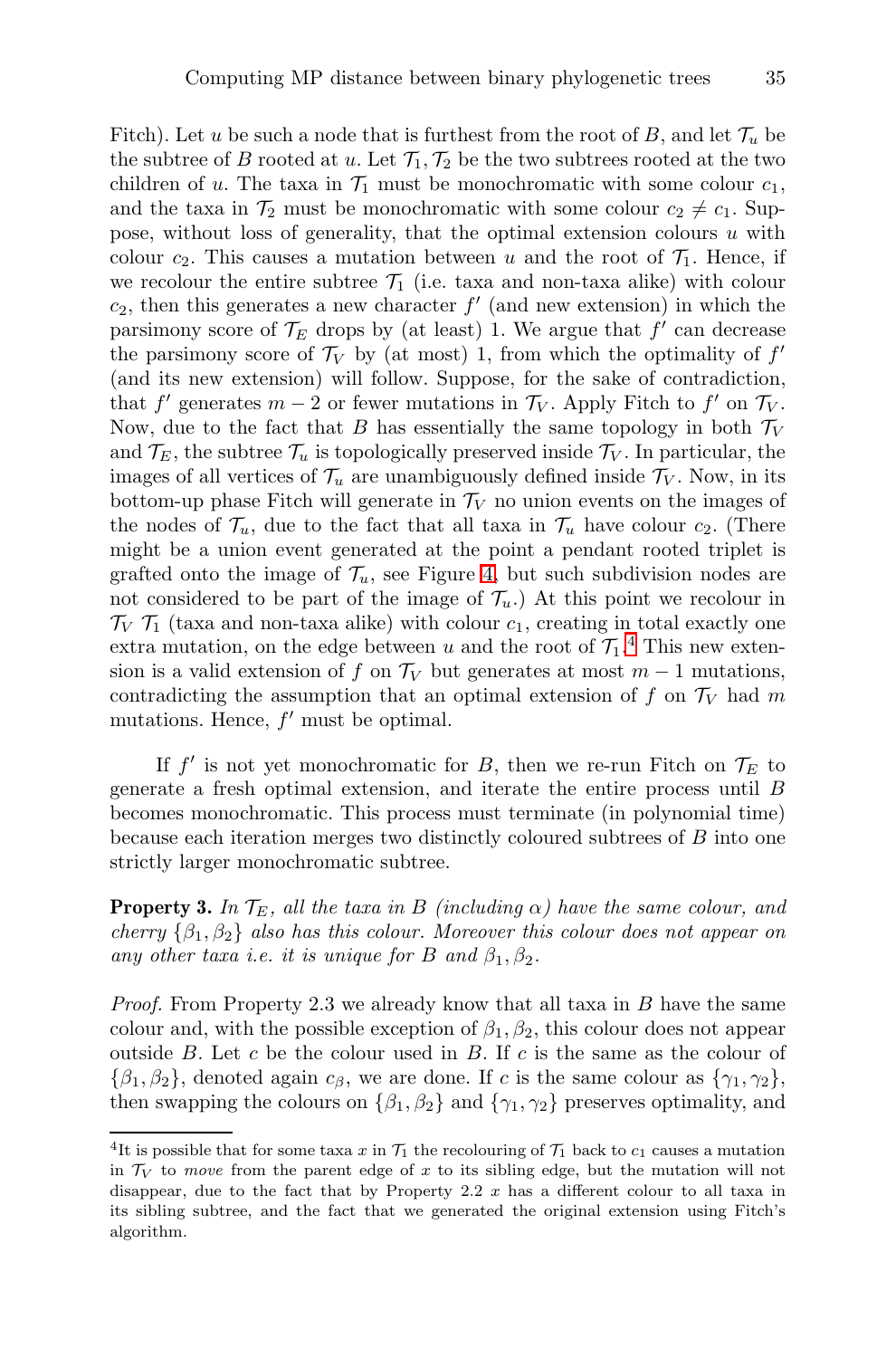Fitch). Let $u$ be such a node that is furthest from the root of $B$, and let $\mathcal{T}_u$ be the subtree of $B$ rooted at $u$. Let $\mathcal{T}_1, \mathcal{T}_2$ be the two subtrees rooted at the two children of $u$. The taxa in $\mathcal{T}_1$ must be monochromatic with some colour $c_1$, and the taxa in $\mathcal{T}_2$ must be monochromatic with some colour $c_2 \neq c_1$. Suppose, without loss of generality, that the optimal extension colours $u$ with colour $c_2$. This causes a mutation between $u$ and the root of $\mathcal{T}_1$. Hence, if we recolour the entire subtree $\mathcal{T}_1$ (i.e. taxa and non-taxa alike) with colour $c_2$, then this generates a new character $f'$ (and new extension) in which the parsimony score of $\mathcal{T}_E$ drops by (at least) 1. We argue that $f'$ can decrease the parsimony score of $\mathcal{T}_V$ by (at most) 1, from which the optimality of $f'$ (and its new extension) will follow. Suppose, for the sake of contradiction, that $f'$ generates $m-2$ or fewer mutations in $\mathcal{T}_V$. Apply Fitch to $f'$ on $\mathcal{T}_V$. Now, due to the fact that $B$ has essentially the same topology in both $\mathcal{T}_V$ and $\mathcal{T}_E$, the subtree $\mathcal{T}_u$ is topologically preserved inside $\mathcal{T}_V$. In particular, the images of all vertices of $\mathcal{T}_u$ are unambiguously defined inside $\mathcal{T}_V$. Now, in its bottom-up phase Fitch will generate in $\mathcal{T}_V$ no union events on the images of the nodes of $\mathcal{T}_u$, due to the fact that all taxa in $\mathcal{T}_u$ have colour $c_2$. (There might be a union event generated at the point a pendant rooted triplet is grafted onto the image of $\mathcal{T}_u$, see Figure 4, but such subdivision nodes are not considered to be part of the image of $\mathcal{T}_u$.) At this point we recolour in $\mathcal{T}_V$ $\mathcal{T}_1$ (taxa and non-taxa alike) with colour $c_1$, creating in total exactly one extra mutation, on the edge between $u$ and the root of $\mathcal{T}_1$.[4] This new extension is a valid extension of $f$ on $\mathcal{T}_V$ but generates at most $m-1$ mutations, contradicting the assumption that an optimal extension of $f$ on $\mathcal{T}_V$ had $m$ mutations. Hence, $f'$ must be optimal.

If $f'$ is not yet monochromatic for $B$, then we re-run Fitch on $\mathcal{T}_E$ to generate a fresh optimal extension, and iterate the entire process until $B$ becomes monochromatic. This process must terminate (in polynomial time) because each iteration merges two distinctly coloured subtrees of $B$ into one strictly larger monochromatic subtree.

**Property 3.** *In $\mathcal{T}_E$, all the taxa in $B$ (including $\alpha$) have the same colour, and cherry $\{\beta_1, \beta_2\}$ also has this colour. Moreover this colour does not appear on any other taxa i.e. it is unique for $B$ and $\beta_1, \beta_2$.*

*Proof.* From Property 2.3 we already know that all taxa in $B$ have the same colour and, with the possible exception of $\beta_1, \beta_2$, this colour does not appear outside $B$. Let $c$ be the colour used in $B$. If $c$ is the same as the colour of $\{\beta_1, \beta_2\}$, denoted again $c_\beta$, we are done. If $c$ is the same colour as $\{\gamma_1, \gamma_2\}$, then swapping the colours on $\{\beta_1, \beta_2\}$ and $\{\gamma_1, \gamma_2\}$ preserves optimality, and

[4] It is possible that for some taxa $x$ in $\mathcal{T}_1$ the recolouring of $\mathcal{T}_1$ back to $c_1$ causes a mutation in $\mathcal{T}_V$ to *move* from the parent edge of $x$ to its sibling edge, but the mutation will not disappear, due to the fact that by Property 2.2 $x$ has a different colour to all taxa in its sibling subtree, and the fact that we generated the original extension using Fitch's algorithm.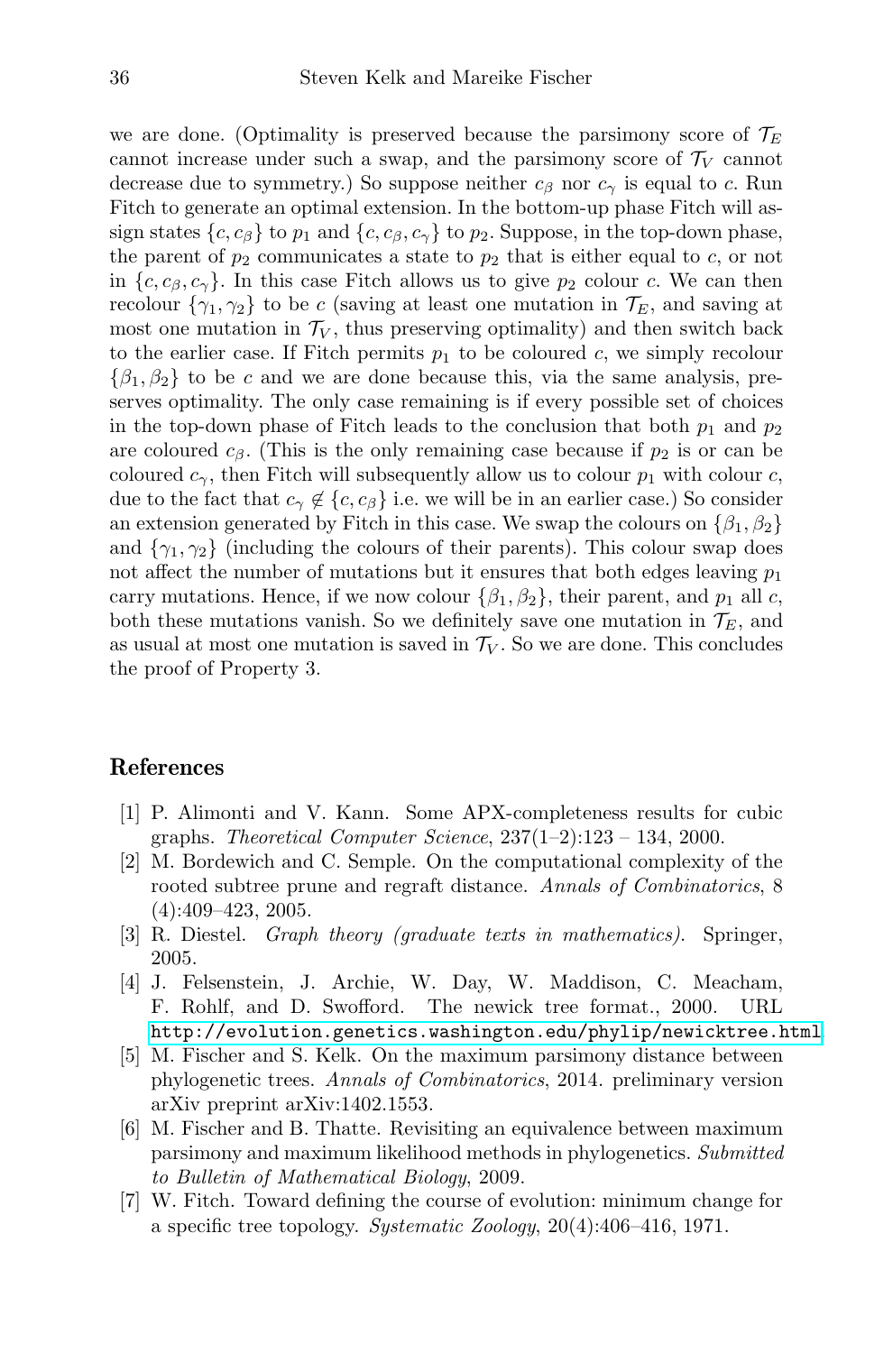we are done. (Optimality is preserved because the parsimony score of $\mathcal{T}_E$ cannot increase under such a swap, and the parsimony score of $\mathcal{T}_V$ cannot decrease due to symmetry.) So suppose neither $c_\beta$ nor $c_\gamma$ is equal to $c$. Run Fitch to generate an optimal extension. In the bottom-up phase Fitch will assign states $\{c, c_\beta\}$ to $p_1$ and $\{c, c_\beta, c_\gamma\}$ to $p_2$. Suppose, in the top-down phase, the parent of $p_2$ communicates a state to $p_2$ that is either equal to $c$, or not in $\{c, c_\beta, c_\gamma\}$. In this case Fitch allows us to give $p_2$ colour $c$. We can then recolour $\{\gamma_1, \gamma_2\}$ to be $c$ (saving at least one mutation in $\mathcal{T}_E$, and saving at most one mutation in $\mathcal{T}_V$, thus preserving optimality) and then switch back to the earlier case. If Fitch permits $p_1$ to be coloured $c$, we simply recolour $\{\beta_1, \beta_2\}$ to be $c$ and we are done because this, via the same analysis, preserves optimality. The only case remaining is if every possible set of choices in the top-down phase of Fitch leads to the conclusion that both $p_1$ and $p_2$ are coloured $c_\beta$. (This is the only remaining case because if $p_2$ is or can be coloured $c_\gamma$, then Fitch will subsequently allow us to colour $p_1$ with colour $c$, due to the fact that $c_\gamma \not\in \{c, c_\beta\}$ i.e. we will be in an earlier case.) So consider an extension generated by Fitch in this case. We swap the colours on $\{\beta_1, \beta_2\}$ and $\{\gamma_1, \gamma_2\}$ (including the colours of their parents). This colour swap does not affect the number of mutations but it ensures that both edges leaving $p_1$ carry mutations. Hence, if we now colour $\{\beta_1, \beta_2\}$, their parent, and $p_1$ all $c$, both these mutations vanish. So we definitely save one mutation in $\mathcal{T}_E$, and as usual at most one mutation is saved in $\mathcal{T}_V$. So we are done. This concludes the proof of Property 3.

## References

[1] P. Alimonti and V. Kann. Some APX-completeness results for cubic graphs. *Theoretical Computer Science*, 237(1–2):123 – 134, 2000.

[2] M. Bordewich and C. Semple. On the computational complexity of the rooted subtree prune and regraft distance. *Annals of Combinatorics*, 8 (4):409–423, 2005.

[3] R. Diestel. *Graph theory (graduate texts in mathematics)*. Springer, 2005.

[4] J. Felsenstein, J. Archie, W. Day, W. Maddison, C. Meacham, F. Rohlf, and D. Swofford. The newick tree format., 2000. URL http://evolution.genetics.washington.edu/phylip/newicktree.html.

[5] M. Fischer and S. Kelk. On the maximum parsimony distance between phylogenetic trees. *Annals of Combinatorics*, 2014. preliminary version arXiv preprint arXiv:1402.1553.

[6] M. Fischer and B. Thatte. Revisiting an equivalence between maximum parsimony and maximum likelihood methods in phylogenetics. *Submitted to Bulletin of Mathematical Biology*, 2009.

[7] W. Fitch. Toward defining the course of evolution: minimum change for a specific tree topology. *Systematic Zoology*, 20(4):406–416, 1971.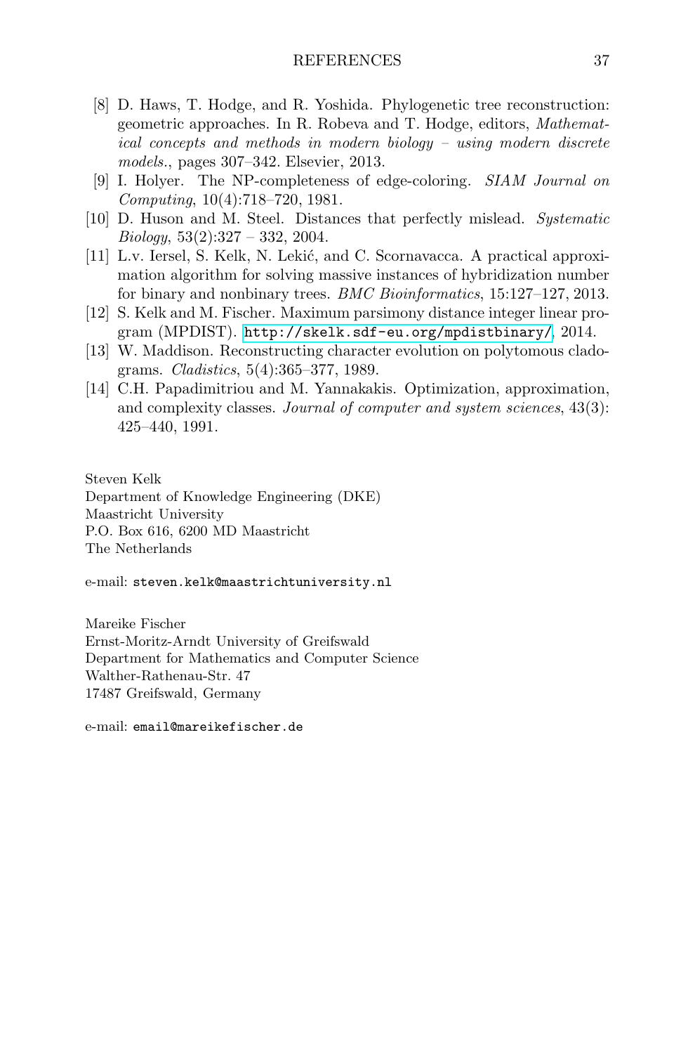[8] D. Haws, T. Hodge, and R. Yoshida. Phylogenetic tree reconstruction: geometric approaches. In R. Robeva and T. Hodge, editors, *Mathematical concepts and methods in modern biology – using modern discrete models.*, pages 307–342. Elsevier, 2013.

[9] I. Holyer. The NP-completeness of edge-coloring. *SIAM Journal on Computing*, 10(4):718–720, 1981.

[10] D. Huson and M. Steel. Distances that perfectly mislead. *Systematic Biology*, 53(2):327 – 332, 2004.

[11] L.v. Iersel, S. Kelk, N. Lekić, and C. Scornavacca. A practical approximation algorithm for solving massive instances of hybridization number for binary and nonbinary trees. *BMC Bioinformatics*, 15:127–127, 2013.

[12] S. Kelk and M. Fischer. Maximum parsimony distance integer linear program (MPDIST). http://skelk.sdf-eu.org/mpdistbinary/, 2014.

[13] W. Maddison. Reconstructing character evolution on polytomous cladograms. *Cladistics*, 5(4):365–377, 1989.

[14] C.H. Papadimitriou and M. Yannakakis. Optimization, approximation, and complexity classes. *Journal of computer and system sciences*, 43(3): 425–440, 1991.

Steven Kelk
Department of Knowledge Engineering (DKE)
Maastricht University
P.O. Box 616, 6200 MD Maastricht
The Netherlands

e-mail: steven.kelk@maastrichtuniversity.nl

Mareike Fischer
Ernst-Moritz-Arndt University of Greifswald
Department for Mathematics and Computer Science
Walther-Rathenau-Str. 47
17487 Greifswald, Germany

e-mail: email@mareikefischer.de